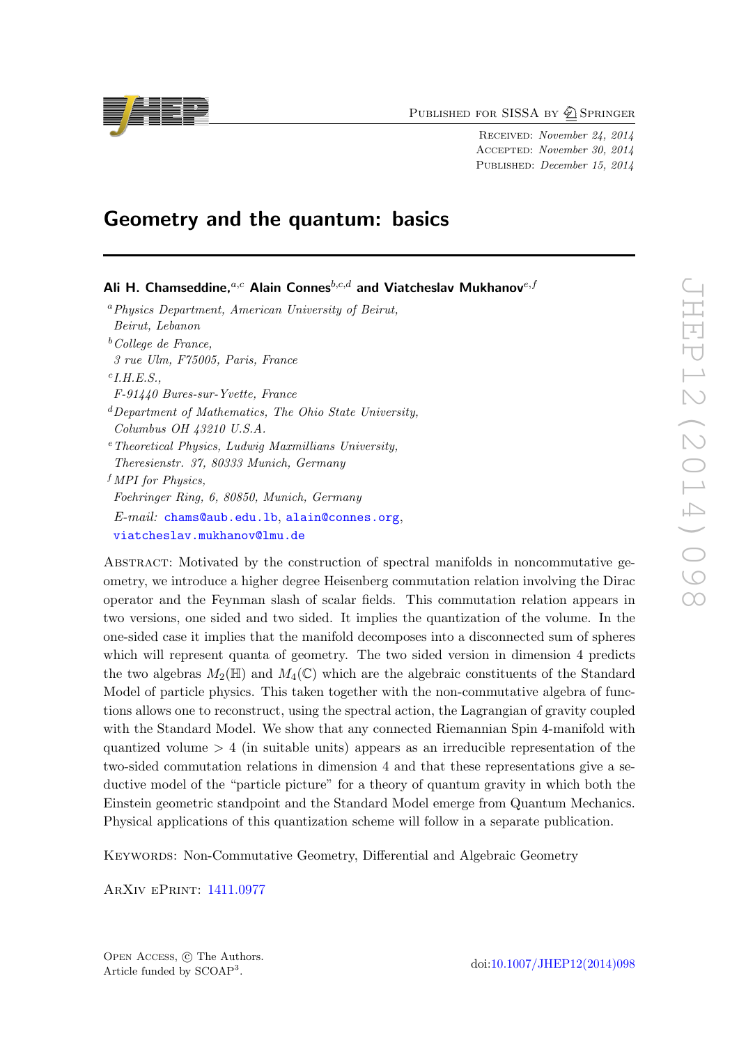Published for SISSA by Springer

Received: *November 24, 2014*
Accepted: *November 30, 2014*
Published: *December 15, 2014*

# Geometry and the quantum: basics

**Ali H. Chamseddine,**[a,c] **Alain Connes**[b,c,d] **and Viatcheslav Mukhanov**[e,f]

[a] *Physics Department, American University of Beirut, Beirut, Lebanon*

[b] *College de France, 3 rue Ulm, F75005, Paris, France*

[c] *I.H.E.S., F-91440 Bures-sur-Yvette, France*

[d] *Department of Mathematics, The Ohio State University, Columbus OH 43210 U.S.A.*

[e] *Theoretical Physics, Ludwig Maxmillians University, Theresienstr. 37, 80333 Munich, Germany*

[f] *MPI for Physics, Foehringer Ring, 6, 80850, Munich, Germany*

*E-mail:* chams@aub.edu.lb, alain@connes.org, viatcheslav.mukhanov@lmu.de

Abstract: Motivated by the construction of spectral manifolds in noncommutative geometry, we introduce a higher degree Heisenberg commutation relation involving the Dirac operator and the Feynman slash of scalar fields. This commutation relation appears in two versions, one sided and two sided. It implies the quantization of the volume. In the one-sided case it implies that the manifold decomposes into a disconnected sum of spheres which will represent quanta of geometry. The two sided version in dimension 4 predicts the two algebras $M_2(\mathbb{H})$ and $M_4(\mathbb{C})$ which are the algebraic constituents of the Standard Model of particle physics. This taken together with the non-commutative algebra of functions allows one to reconstruct, using the spectral action, the Lagrangian of gravity coupled with the Standard Model. We show that any connected Riemannian Spin 4-manifold with quantized volume $> 4$ (in suitable units) appears as an irreducible representation of the two-sided commutation relations in dimension 4 and that these representations give a seductive model of the "particle picture" for a theory of quantum gravity in which both the Einstein geometric standpoint and the Standard Model emerge from Quantum Mechanics. Physical applications of this quantization scheme will follow in a separate publication.

Keywords: Non-Commutative Geometry, Differential and Algebraic Geometry

ArXiv ePrint: 1411.0977

Open Access, © The Authors.
Article funded by SCOAP[3].

doi:10.1007/JHEP12(2014)098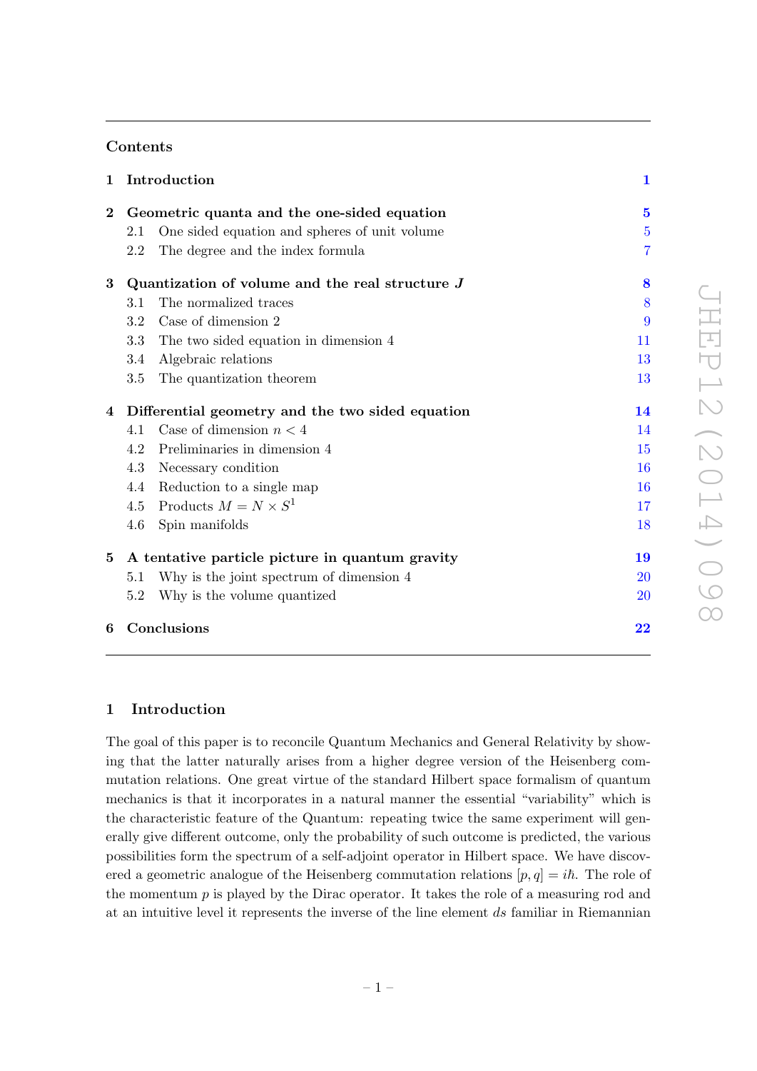## Contents

| | | |
|---|---|---|
| **1** | **Introduction** | **1** |
| **2** | **Geometric quanta and the one-sided equation** | **5** |
| 2.1 | One sided equation and spheres of unit volume | 5 |
| 2.2 | The degree and the index formula | 7 |
| **3** | **Quantization of volume and the real structure $J$** | **8** |
| 3.1 | The normalized traces | 8 |
| 3.2 | Case of dimension 2 | 9 |
| 3.3 | The two sided equation in dimension 4 | 11 |
| 3.4 | Algebraic relations | 13 |
| 3.5 | The quantization theorem | 13 |
| **4** | **Differential geometry and the two sided equation** | **14** |
| 4.1 | Case of dimension $n < 4$ | 14 |
| 4.2 | Preliminaries in dimension 4 | 15 |
| 4.3 | Necessary condition | 16 |
| 4.4 | Reduction to a single map | 16 |
| 4.5 | Products $M = N \times S^1$ | 17 |
| 4.6 | Spin manifolds | 18 |
| **5** | **A tentative particle picture in quantum gravity** | **19** |
| 5.1 | Why is the joint spectrum of dimension 4 | 20 |
| 5.2 | Why is the volume quantized | 20 |
| **6** | **Conclusions** | **22** |

# 1 Introduction

The goal of this paper is to reconcile Quantum Mechanics and General Relativity by showing that the latter naturally arises from a higher degree version of the Heisenberg commutation relations. One great virtue of the standard Hilbert space formalism of quantum mechanics is that it incorporates in a natural manner the essential "variability" which is the characteristic feature of the Quantum: repeating twice the same experiment will generally give different outcome, only the probability of such outcome is predicted, the various possibilities form the spectrum of a self-adjoint operator in Hilbert space. We have discovered a geometric analogue of the Heisenberg commutation relations $[p, q] = i\hbar$. The role of the momentum $p$ is played by the Dirac operator. It takes the role of a measuring rod and at an intuitive level it represents the inverse of the line element $ds$ familiar in Riemannian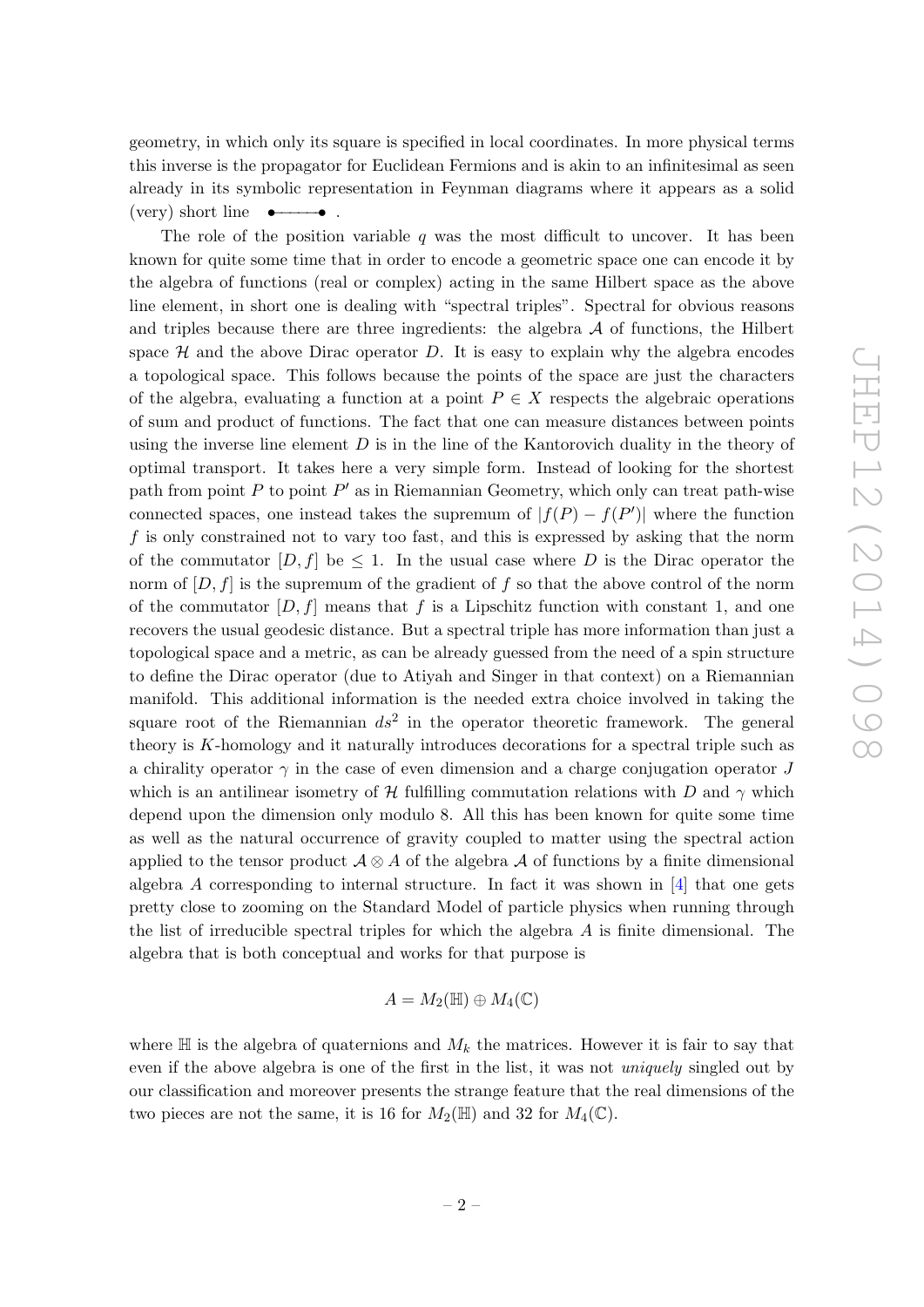geometry, in which only its square is specified in local coordinates. In more physical terms this inverse is the propagator for Euclidean Fermions and is akin to an infinitesimal as seen already in its symbolic representation in Feynman diagrams where it appears as a solid (very) short line •——• .

The role of the position variable $q$ was the most difficult to uncover. It has been known for quite some time that in order to encode a geometric space one can encode it by the algebra of functions (real or complex) acting in the same Hilbert space as the above line element, in short one is dealing with "spectral triples". Spectral for obvious reasons and triples because there are three ingredients: the algebra $\mathcal{A}$ of functions, the Hilbert space $\mathcal{H}$ and the above Dirac operator $D$. It is easy to explain why the algebra encodes a topological space. This follows because the points of the space are just the characters of the algebra, evaluating a function at a point $P \in X$ respects the algebraic operations of sum and product of functions. The fact that one can measure distances between points using the inverse line element $D$ is in the line of the Kantorovich duality in the theory of optimal transport. It takes here a very simple form. Instead of looking for the shortest path from point $P$ to point $P'$ as in Riemannian Geometry, which only can treat path-wise connected spaces, one instead takes the supremum of $|f(P) - f(P')|$ where the function $f$ is only constrained not to vary too fast, and this is expressed by asking that the norm of the commutator $[D, f]$ be $\leq 1$. In the usual case where $D$ is the Dirac operator the norm of $[D, f]$ is the supremum of the gradient of $f$ so that the above control of the norm of the commutator $[D, f]$ means that $f$ is a Lipschitz function with constant 1, and one recovers the usual geodesic distance. But a spectral triple has more information than just a topological space and a metric, as can be already guessed from the need of a spin structure to define the Dirac operator (due to Atiyah and Singer in that context) on a Riemannian manifold. This additional information is the needed extra choice involved in taking the square root of the Riemannian $ds^2$ in the operator theoretic framework. The general theory is $K$-homology and it naturally introduces decorations for a spectral triple such as a chirality operator $\gamma$ in the case of even dimension and a charge conjugation operator $J$ which is an antilinear isometry of $\mathcal{H}$ fulfilling commutation relations with $D$ and $\gamma$ which depend upon the dimension only modulo 8. All this has been known for quite some time as well as the natural occurrence of gravity coupled to matter using the spectral action applied to the tensor product $\mathcal{A} \otimes A$ of the algebra $\mathcal{A}$ of functions by a finite dimensional algebra $A$ corresponding to internal structure. In fact it was shown in [4] that one gets pretty close to zooming on the Standard Model of particle physics when running through the list of irreducible spectral triples for which the algebra $A$ is finite dimensional. The algebra that is both conceptual and works for that purpose is

$$A = M_2(\mathbb{H}) \oplus M_4(\mathbb{C})$$

where $\mathbb{H}$ is the algebra of quaternions and $M_k$ the matrices. However it is fair to say that even if the above algebra is one of the first in the list, it was not *uniquely* singled out by our classification and moreover presents the strange feature that the real dimensions of the two pieces are not the same, it is 16 for $M_2(\mathbb{H})$ and 32 for $M_4(\mathbb{C})$.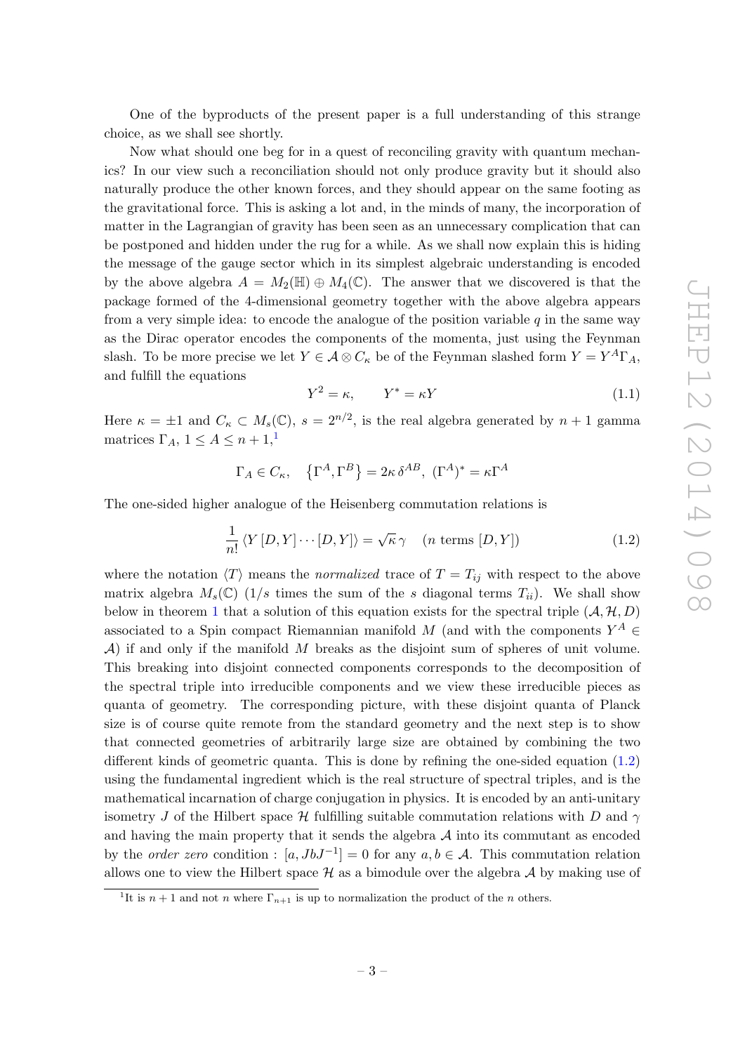One of the byproducts of the present paper is a full understanding of this strange choice, as we shall see shortly.

Now what should one beg for in a quest of reconciling gravity with quantum mechanics? In our view such a reconciliation should not only produce gravity but it should also naturally produce the other known forces, and they should appear on the same footing as the gravitational force. This is asking a lot and, in the minds of many, the incorporation of matter in the Lagrangian of gravity has been seen as an unnecessary complication that can be postponed and hidden under the rug for a while. As we shall now explain this is hiding the message of the gauge sector which in its simplest algebraic understanding is encoded by the above algebra $A = M_2(\mathbb{H}) \oplus M_4(\mathbb{C})$. The answer that we discovered is that the package formed of the 4-dimensional geometry together with the above algebra appears from a very simple idea: to encode the analogue of the position variable $q$ in the same way as the Dirac operator encodes the components of the momenta, just using the Feynman slash. To be more precise we let $Y \in \mathcal{A} \otimes C_\kappa$ be of the Feynman slashed form $Y = Y^A \Gamma_A$, and fulfill the equations

$$Y^2 = \kappa, \qquad Y^* = \kappa Y \tag{1.1}$$

Here $\kappa = \pm 1$ and $C_\kappa \subset M_s(\mathbb{C})$, $s = 2^{n/2}$, is the real algebra generated by $n+1$ gamma matrices $\Gamma_A$, $1 \leq A \leq n+1$,[1]

$$\Gamma_A \in C_\kappa, \quad \left\{\Gamma^A, \Gamma^B\right\} = 2\kappa\, \delta^{AB}, \ (\Gamma^A)^* = \kappa \Gamma^A$$

The one-sided higher analogue of the Heisenberg commutation relations is

$$\frac{1}{n!} \left\langle Y \,[D, Y] \cdots [D, Y]\right\rangle = \sqrt{\kappa}\, \gamma \quad (n \text{ terms } [D, Y]) \tag{1.2}$$

where the notation $\langle T \rangle$ means the *normalized* trace of $T = T_{ij}$ with respect to the above matrix algebra $M_s(\mathbb{C})$ ($1/s$ times the sum of the $s$ diagonal terms $T_{ii}$). We shall show below in theorem 1 that a solution of this equation exists for the spectral triple $(\mathcal{A}, \mathcal{H}, D)$ associated to a Spin compact Riemannian manifold $M$ (and with the components $Y^A \in \mathcal{A}$) if and only if the manifold $M$ breaks as the disjoint sum of spheres of unit volume. This breaking into disjoint connected components corresponds to the decomposition of the spectral triple into irreducible components and we view these irreducible pieces as quanta of geometry. The corresponding picture, with these disjoint quanta of Planck size is of course quite remote from the standard geometry and the next step is to show that connected geometries of arbitrarily large size are obtained by combining the two different kinds of geometric quanta. This is done by refining the one-sided equation (1.2) using the fundamental ingredient which is the real structure of spectral triples, and is the mathematical incarnation of charge conjugation in physics. It is encoded by an anti-unitary isometry $J$ of the Hilbert space $\mathcal{H}$ fulfilling suitable commutation relations with $D$ and $\gamma$ and having the main property that it sends the algebra $\mathcal{A}$ into its commutant as encoded by the *order zero* condition : $[a, JbJ^{-1}] = 0$ for any $a, b \in \mathcal{A}$. This commutation relation allows one to view the Hilbert space $\mathcal{H}$ as a bimodule over the algebra $\mathcal{A}$ by making use of

[1] It is $n+1$ and not $n$ where $\Gamma_{n+1}$ is up to normalization the product of the $n$ others.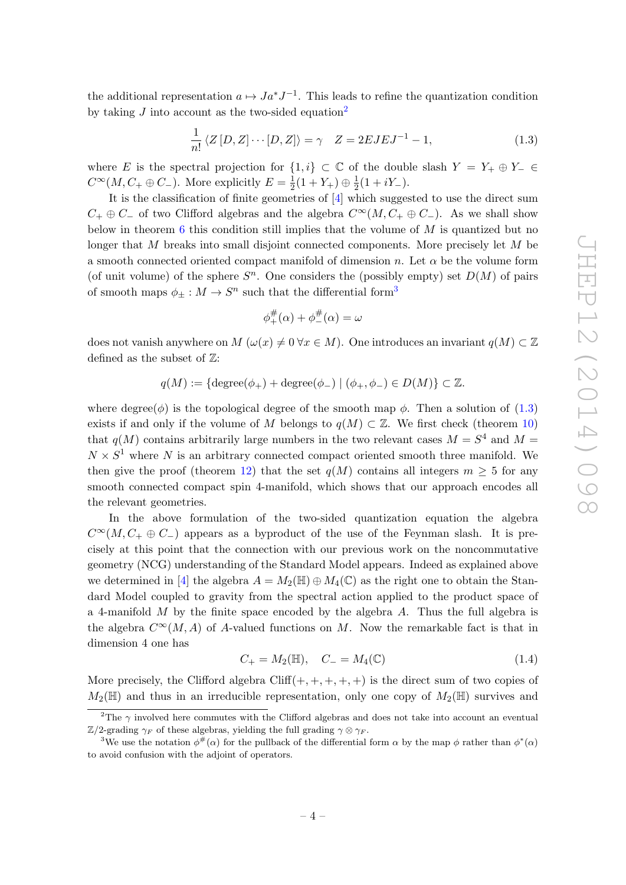the additional representation $a \mapsto Ja^*J^{-1}$. This leads to refine the quantization condition by taking $J$ into account as the two-sided equation[2]

$$\frac{1}{n!}\langle Z\,[D,Z]\cdots[D,Z]\rangle = \gamma \quad Z = 2EJEJ^{-1} - 1, \tag{1.3}$$

where $E$ is the spectral projection for $\{1, i\} \subset \mathbb{C}$ of the double slash $Y = Y_+ \oplus Y_- \in C^\infty(M, C_+ \oplus C_-)$. More explicitly $E = \frac{1}{2}(1 + Y_+) \oplus \frac{1}{2}(1 + iY_-)$.

It is the classification of finite geometries of [4] which suggested to use the direct sum $C_+ \oplus C_-$ of two Clifford algebras and the algebra $C^\infty(M, C_+ \oplus C_-)$. As we shall show below in theorem 6 this condition still implies that the volume of $M$ is quantized but no longer that $M$ breaks into small disjoint connected components. More precisely let $M$ be a smooth connected oriented compact manifold of dimension $n$. Let $\alpha$ be the volume form (of unit volume) of the sphere $S^n$. One considers the (possibly empty) set $D(M)$ of pairs of smooth maps $\phi_\pm : M \to S^n$ such that the differential form[3]

$$\phi_+^\#(\alpha) + \phi_-^\#(\alpha) = \omega$$

does not vanish anywhere on $M$ ($\omega(x) \neq 0\ \forall x \in M$). One introduces an invariant $q(M) \subset \mathbb{Z}$ defined as the subset of $\mathbb{Z}$:

$$q(M) := \{\text{degree}(\phi_+) + \text{degree}(\phi_-) \mid (\phi_+, \phi_-) \in D(M)\} \subset \mathbb{Z}.$$

where degree$(\phi)$ is the topological degree of the smooth map $\phi$. Then a solution of (1.3) exists if and only if the volume of $M$ belongs to $q(M) \subset \mathbb{Z}$. We first check (theorem 10) that $q(M)$ contains arbitrarily large numbers in the two relevant cases $M = S^4$ and $M = N \times S^1$ where $N$ is an arbitrary connected compact oriented smooth three manifold. We then give the proof (theorem 12) that the set $q(M)$ contains all integers $m \geq 5$ for any smooth connected compact spin 4-manifold, which shows that our approach encodes all the relevant geometries.

In the above formulation of the two-sided quantization equation the algebra $C^\infty(M, C_+ \oplus C_-)$ appears as a byproduct of the use of the Feynman slash. It is precisely at this point that the connection with our previous work on the noncommutative geometry (NCG) understanding of the Standard Model appears. Indeed as explained above we determined in [4] the algebra $A = M_2(\mathbb{H}) \oplus M_4(\mathbb{C})$ as the right one to obtain the Standard Model coupled to gravity from the spectral action applied to the product space of a 4-manifold $M$ by the finite space encoded by the algebra $A$. Thus the full algebra is the algebra $C^\infty(M, A)$ of $A$-valued functions on $M$. Now the remarkable fact is that in dimension 4 one has

$$C_+ = M_2(\mathbb{H}), \quad C_- = M_4(\mathbb{C}) \tag{1.4}$$

More precisely, the Clifford algebra Cliff$(+,+,+,+,+)$ is the direct sum of two copies of $M_2(\mathbb{H})$ and thus in an irreducible representation, only one copy of $M_2(\mathbb{H})$ survives and

[2] The $\gamma$ involved here commutes with the Clifford algebras and does not take into account an eventual $\mathbb{Z}/2$-grading $\gamma_F$ of these algebras, yielding the full grading $\gamma \otimes \gamma_F$.

[3] We use the notation $\phi^\#(\alpha)$ for the pullback of the differential form $\alpha$ by the map $\phi$ rather than $\phi^*(\alpha)$ to avoid confusion with the adjoint of operators.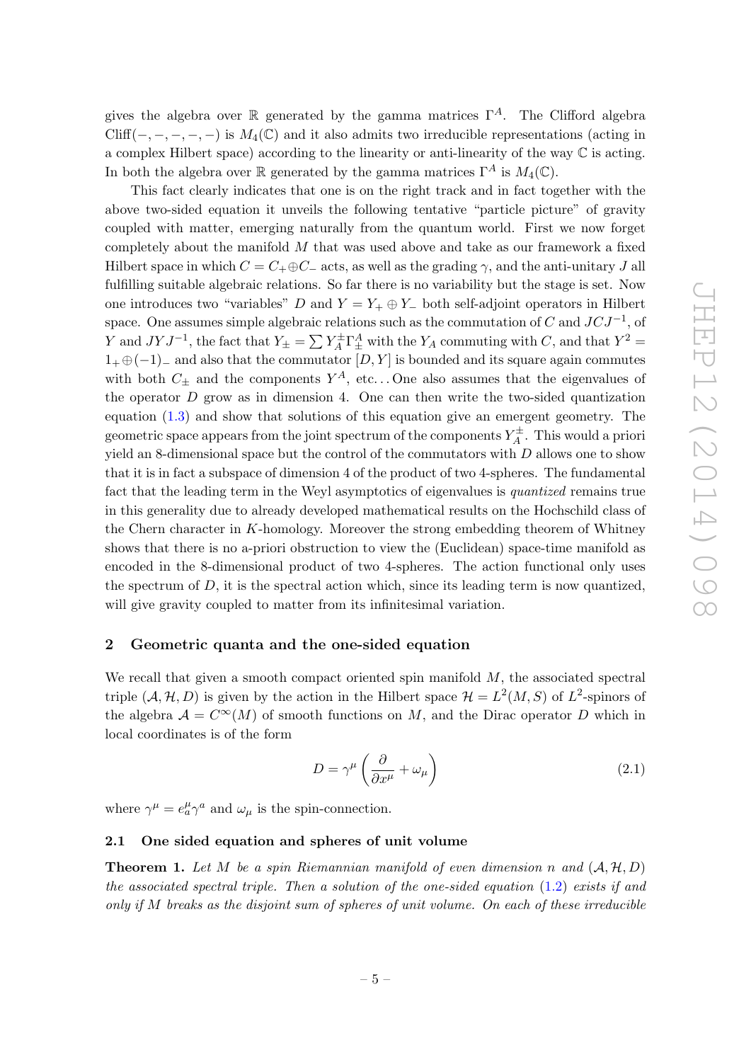gives the algebra over $\mathbb{R}$ generated by the gamma matrices $\Gamma^A$. The Clifford algebra $\mathrm{Cliff}(-,-,-,-,-)$ is $M_4(\mathbb{C})$ and it also admits two irreducible representations (acting in a complex Hilbert space) according to the linearity or anti-linearity of the way $\mathbb{C}$ is acting. In both the algebra over $\mathbb{R}$ generated by the gamma matrices $\Gamma^A$ is $M_4(\mathbb{C})$.

This fact clearly indicates that one is on the right track and in fact together with the above two-sided equation it unveils the following tentative "particle picture" of gravity coupled with matter, emerging naturally from the quantum world. First we now forget completely about the manifold $M$ that was used above and take as our framework a fixed Hilbert space in which $C = C_+ \oplus C_-$ acts, as well as the grading $\gamma$, and the anti-unitary $J$ all fulfilling suitable algebraic relations. So far there is no variability but the stage is set. Now one introduces two "variables" $D$ and $Y = Y_+ \oplus Y_-$ both self-adjoint operators in Hilbert space. One assumes simple algebraic relations such as the commutation of $C$ and $JCJ^{-1}$, of $Y$ and $JYJ^{-1}$, the fact that $Y_\pm = \sum Y_A^\pm \Gamma_\pm^A$ with the $Y_A$ commuting with $C$, and that $Y^2 = 1_+ \oplus (-1)_-$ and also that the commutator $[D, Y]$ is bounded and its square again commutes with both $C_\pm$ and the components $Y^A$, etc... One also assumes that the eigenvalues of the operator $D$ grow as in dimension 4. One can then write the two-sided quantization equation (1.3) and show that solutions of this equation give an emergent geometry. The geometric space appears from the joint spectrum of the components $Y_A^\pm$. This would a priori yield an 8-dimensional space but the control of the commutators with $D$ allows one to show that it is in fact a subspace of dimension 4 of the product of two 4-spheres. The fundamental fact that the leading term in the Weyl asymptotics of eigenvalues is *quantized* remains true in this generality due to already developed mathematical results on the Hochschild class of the Chern character in $K$-homology. Moreover the strong embedding theorem of Whitney shows that there is no a-priori obstruction to view the (Euclidean) space-time manifold as encoded in the 8-dimensional product of two 4-spheres. The action functional only uses the spectrum of $D$, it is the spectral action which, since its leading term is now quantized, will give gravity coupled to matter from its infinitesimal variation.

## 2 Geometric quanta and the one-sided equation

We recall that given a smooth compact oriented spin manifold $M$, the associated spectral triple $(\mathcal{A}, \mathcal{H}, D)$ is given by the action in the Hilbert space $\mathcal{H} = L^2(M, S)$ of $L^2$-spinors of the algebra $\mathcal{A} = C^\infty(M)$ of smooth functions on $M$, and the Dirac operator $D$ which in local coordinates is of the form

$$D = \gamma^\mu \left( \frac{\partial}{\partial x^\mu} + \omega_\mu \right) \tag{2.1}$$

where $\gamma^\mu = e_a^\mu \gamma^a$ and $\omega_\mu$ is the spin-connection.

### 2.1 One sided equation and spheres of unit volume

**Theorem 1.** *Let $M$ be a spin Riemannian manifold of even dimension $n$ and $(\mathcal{A}, \mathcal{H}, D)$ the associated spectral triple. Then a solution of the one-sided equation (1.2) exists if and only if $M$ breaks as the disjoint sum of spheres of unit volume. On each of these irreducible*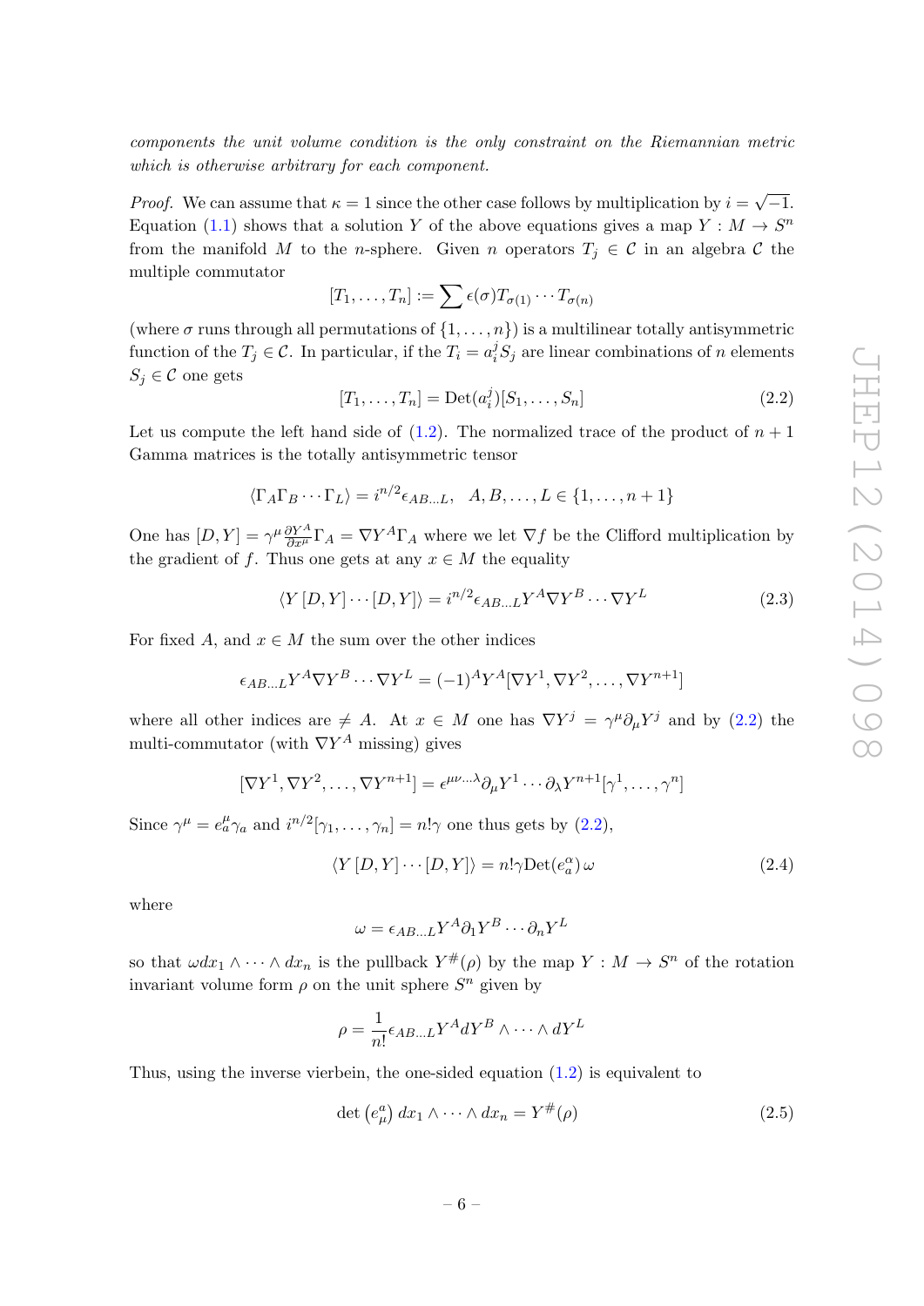*components the unit volume condition is the only constraint on the Riemannian metric which is otherwise arbitrary for each component.*

*Proof.* We can assume that $\kappa = 1$ since the other case follows by multiplication by $i = \sqrt{-1}$. Equation (1.1) shows that a solution $Y$ of the above equations gives a map $Y : M \to S^n$ from the manifold $M$ to the $n$-sphere. Given $n$ operators $T_j \in \mathcal{C}$ in an algebra $\mathcal{C}$ the multiple commutator

$$[T_1, \ldots, T_n] := \sum \epsilon(\sigma) T_{\sigma(1)} \cdots T_{\sigma(n)}$$

(where $\sigma$ runs through all permutations of $\{1, \ldots, n\}$) is a multilinear totally antisymmetric function of the $T_j \in \mathcal{C}$. In particular, if the $T_i = a_i^j S_j$ are linear combinations of $n$ elements $S_j \in \mathcal{C}$ one gets

$$[T_1, \ldots, T_n] = \mathrm{Det}(a_i^j)[S_1, \ldots, S_n] \tag{2.2}$$

Let us compute the left hand side of (1.2). The normalized trace of the product of $n+1$ Gamma matrices is the totally antisymmetric tensor

$$\langle \Gamma_A \Gamma_B \cdots \Gamma_L \rangle = i^{n/2} \epsilon_{AB\ldots L}, \quad A, B, \ldots, L \in \{1, \ldots, n+1\}$$

One has $[D, Y] = \gamma^\mu \frac{\partial Y^A}{\partial x^\mu} \Gamma_A = \nabla Y^A \Gamma_A$ where we let $\nabla f$ be the Clifford multiplication by the gradient of $f$. Thus one gets at any $x \in M$ the equality

$$\langle Y\, [D, Y] \cdots [D, Y] \rangle = i^{n/2} \epsilon_{AB\ldots L} Y^A \nabla Y^B \cdots \nabla Y^L \tag{2.3}$$

For fixed $A$, and $x \in M$ the sum over the other indices

$$\epsilon_{AB\ldots L} Y^A \nabla Y^B \cdots \nabla Y^L = (-1)^A Y^A [\nabla Y^1, \nabla Y^2, \ldots, \nabla Y^{n+1}]$$

where all other indices are $\neq A$. At $x \in M$ one has $\nabla Y^j = \gamma^\mu \partial_\mu Y^j$ and by (2.2) the multi-commutator (with $\nabla Y^A$ missing) gives

$$[\nabla Y^1, \nabla Y^2, \ldots, \nabla Y^{n+1}] = \epsilon^{\mu\nu\ldots\lambda} \partial_\mu Y^1 \cdots \partial_\lambda Y^{n+1} [\gamma^1, \ldots, \gamma^n]$$

Since $\gamma^\mu = e_a^\mu \gamma_a$ and $i^{n/2}[\gamma_1, \ldots, \gamma_n] = n! \gamma$ one thus gets by (2.2),

$$\langle Y\, [D, Y] \cdots [D, Y] \rangle = n! \gamma \mathrm{Det}(e_a^\alpha)\, \omega \tag{2.4}$$

where

$$\omega = \epsilon_{AB\ldots L} Y^A \partial_1 Y^B \cdots \partial_n Y^L$$

so that $\omega dx_1 \wedge \cdots \wedge dx_n$ is the pullback $Y^\#(\rho)$ by the map $Y : M \to S^n$ of the rotation invariant volume form $\rho$ on the unit sphere $S^n$ given by

$$\rho = \frac{1}{n!} \epsilon_{AB\ldots L} Y^A dY^B \wedge \cdots \wedge dY^L$$

Thus, using the inverse vierbein, the one-sided equation (1.2) is equivalent to

$$\det\left(e_\mu^a\right) dx_1 \wedge \cdots \wedge dx_n = Y^\#(\rho) \tag{2.5}$$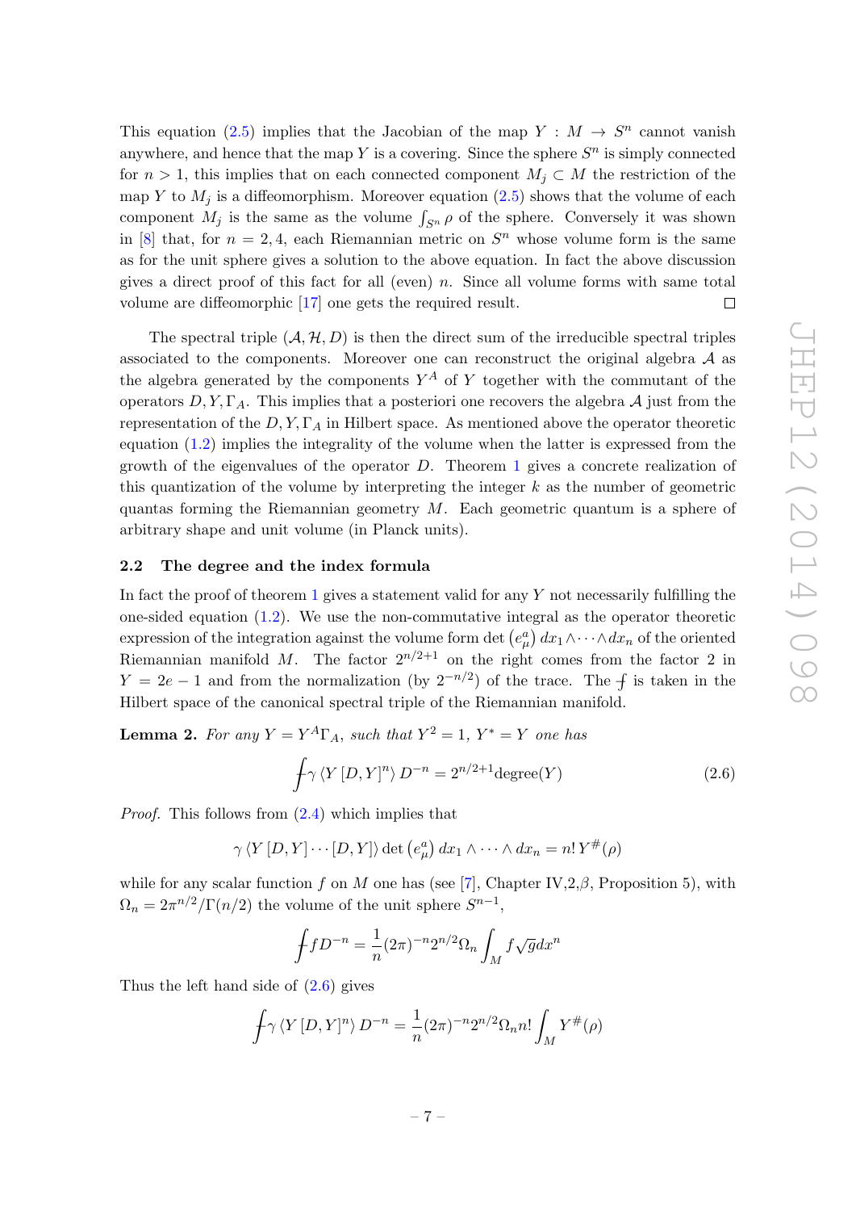This equation (2.5) implies that the Jacobian of the map $Y : M \to S^n$ cannot vanish anywhere, and hence that the map $Y$ is a covering. Since the sphere $S^n$ is simply connected for $n > 1$, this implies that on each connected component $M_j \subset M$ the restriction of the map $Y$ to $M_j$ is a diffeomorphism. Moreover equation (2.5) shows that the volume of each component $M_j$ is the same as the volume $\int_{S^n} \rho$ of the sphere. Conversely it was shown in [8] that, for $n = 2, 4$, each Riemannian metric on $S^n$ whose volume form is the same as for the unit sphere gives a solution to the above equation. In fact the above discussion gives a direct proof of this fact for all (even) $n$. Since all volume forms with same total volume are diffeomorphic [17] one gets the required result. □

The spectral triple $(\mathcal{A}, \mathcal{H}, D)$ is then the direct sum of the irreducible spectral triples associated to the components. Moreover one can reconstruct the original algebra $\mathcal{A}$ as the algebra generated by the components $Y^A$ of $Y$ together with the commutant of the operators $D, Y, \Gamma_A$. This implies that a posteriori one recovers the algebra $\mathcal{A}$ just from the representation of the $D, Y, \Gamma_A$ in Hilbert space. As mentioned above the operator theoretic equation (1.2) implies the integrality of the volume when the latter is expressed from the growth of the eigenvalues of the operator $D$. Theorem 1 gives a concrete realization of this quantization of the volume by interpreting the integer $k$ as the number of geometric quantas forming the Riemannian geometry $M$. Each geometric quantum is a sphere of arbitrary shape and unit volume (in Planck units).

### 2.2 The degree and the index formula

In fact the proof of theorem 1 gives a statement valid for any $Y$ not necessarily fulfilling the one-sided equation (1.2). We use the non-commutative integral as the operator theoretic expression of the integration against the volume form $\det\left(e^a_\mu\right) dx_1 \wedge \cdots \wedge dx_n$ of the oriented Riemannian manifold $M$. The factor $2^{n/2+1}$ on the right comes from the factor 2 in $Y = 2e - 1$ and from the normalization (by $2^{-n/2}$) of the trace. The $⨍$ is taken in the Hilbert space of the canonical spectral triple of the Riemannian manifold.

**Lemma 2.** *For any $Y = Y^A \Gamma_A$, such that $Y^2 = 1$, $Y^* = Y$ one has*

$$⨍ \gamma \left\langle Y \left[D, Y\right]^n \right\rangle D^{-n} = 2^{n/2+1} \text{degree}(Y) \tag{2.6}$$

*Proof.* This follows from (2.4) which implies that

$$\gamma \left\langle Y \left[D, Y\right] \cdots \left[D, Y\right] \right\rangle \det\left(e^a_\mu\right) dx_1 \wedge \cdots \wedge dx_n = n!\, Y^{\#}(\rho)$$

while for any scalar function $f$ on $M$ one has (see [7], Chapter IV,2,$\beta$, Proposition 5), with $\Omega_n = 2\pi^{n/2}/\Gamma(n/2)$ the volume of the unit sphere $S^{n-1}$,

$$⨍ f D^{-n} = \frac{1}{n} (2\pi)^{-n} 2^{n/2} \Omega_n \int_M f \sqrt{g} dx^n$$

Thus the left hand side of (2.6) gives

$$⨍ \gamma \left\langle Y \left[D, Y\right]^n \right\rangle D^{-n} = \frac{1}{n} (2\pi)^{-n} 2^{n/2} \Omega_n n! \int_M Y^{\#}(\rho)$$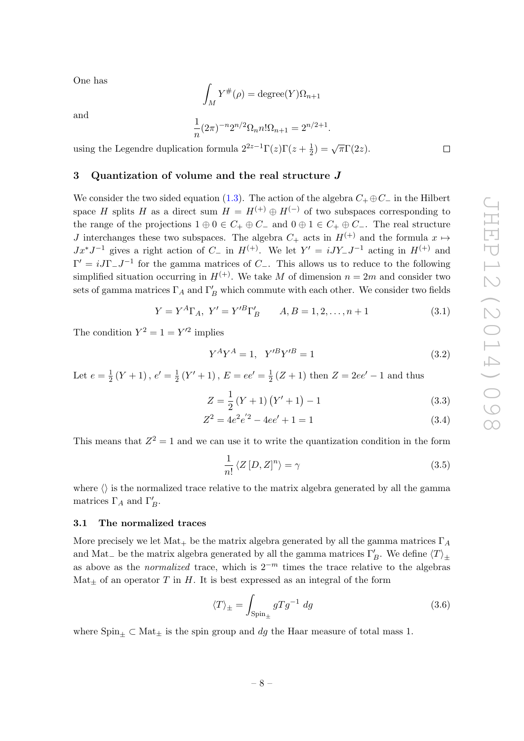One has

$$\int_M Y^{\#}(\rho) = \text{degree}(Y)\Omega_{n+1}$$

and

$$\frac{1}{n}(2\pi)^{-n}2^{n/2}\Omega_n n!\Omega_{n+1} = 2^{n/2+1}.$$

using the Legendre duplication formula $2^{2z-1}\Gamma(z)\Gamma(z+\frac{1}{2}) = \sqrt{\pi}\Gamma(2z)$. $\square$

## 3 Quantization of volume and the real structure $J$

We consider the two sided equation (1.3). The action of the algebra $C_+ \oplus C_-$ in the Hilbert space $H$ splits $H$ as a direct sum $H = H^{(+)} \oplus H^{(-)}$ of two subspaces corresponding to the range of the projections $1 \oplus 0 \in C_+ \oplus C_-$ and $0 \oplus 1 \in C_+ \oplus C_-$. The real structure $J$ interchanges these two subspaces. The algebra $C_+$ acts in $H^{(+)}$ and the formula $x \mapsto Jx^*J^{-1}$ gives a right action of $C_-$ in $H^{(+)}$. We let $Y' = iJY_-J^{-1}$ acting in $H^{(+)}$ and $\Gamma' = iJ\Gamma_-J^{-1}$ for the gamma matrices of $C_-$. This allows us to reduce to the following simplified situation occurring in $H^{(+)}$. We take $M$ of dimension $n = 2m$ and consider two sets of gamma matrices $\Gamma_A$ and $\Gamma'_B$ which commute with each other. We consider two fields

$$Y = Y^A\Gamma_A, \; Y' = Y'^B\Gamma'_B \qquad A, B = 1, 2, \ldots, n+1 \tag{3.1}$$

The condition $Y^2 = 1 = Y'^2$ implies

$$Y^AY^A = 1, \;\; Y'^BY'^B = 1 \tag{3.2}$$

Let $e = \frac{1}{2}(Y+1)$, $e' = \frac{1}{2}(Y'+1)$, $E = ee' = \frac{1}{2}(Z+1)$ then $Z = 2ee' - 1$ and thus

$$Z = \frac{1}{2}(Y+1)(Y'+1) - 1 \tag{3.3}$$

$$Z^2 = 4e^2e'^2 - 4ee' + 1 = 1 \tag{3.4}$$

This means that $Z^2 = 1$ and we can use it to write the quantization condition in the form

$$\frac{1}{n!}\langle Z[D, Z]^n\rangle = \gamma \tag{3.5}$$

where $\langle\rangle$ is the normalized trace relative to the matrix algebra generated by all the gamma matrices $\Gamma_A$ and $\Gamma'_B$.

### 3.1 The normalized traces

More precisely we let $\text{Mat}_+$ be the matrix algebra generated by all the gamma matrices $\Gamma_A$ and $\text{Mat}_-$ be the matrix algebra generated by all the gamma matrices $\Gamma'_B$. We define $\langle T\rangle_\pm$ as above as the *normalized* trace, which is $2^{-m}$ times the trace relative to the algebras $\text{Mat}_\pm$ of an operator $T$ in $H$. It is best expressed as an integral of the form

$$\langle T\rangle_\pm = \int_{\text{Spin}_\pm} gTg^{-1}\, dg \tag{3.6}$$

where $\text{Spin}_\pm \subset \text{Mat}_\pm$ is the spin group and $dg$ the Haar measure of total mass 1.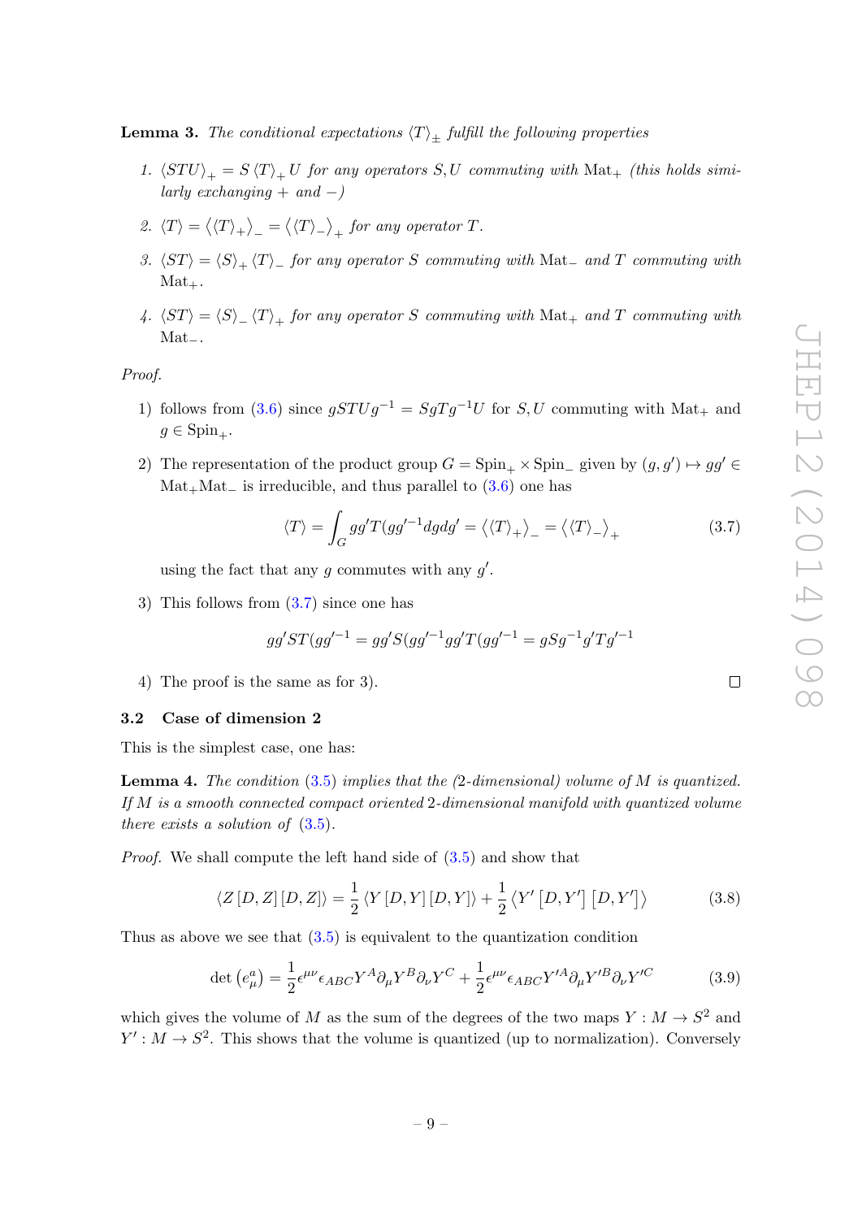**Lemma 3.** *The conditional expectations $\langle T \rangle_{\pm}$ fulfill the following properties*

1. *$\langle STU \rangle_+ = S \langle T \rangle_+ U$ for any operators $S, U$ commuting with $\mathrm{Mat}_+$ (this holds similarly exchanging $+$ and $-$)*

2. *$\langle T \rangle = \langle \langle T \rangle_+ \rangle_- = \langle \langle T \rangle_- \rangle_+$ for any operator $T$.*

3. *$\langle ST \rangle = \langle S \rangle_+ \langle T \rangle_-$ for any operator $S$ commuting with $\mathrm{Mat}_-$ and $T$ commuting with $\mathrm{Mat}_+$.*

4. *$\langle ST \rangle = \langle S \rangle_- \langle T \rangle_+$ for any operator $S$ commuting with $\mathrm{Mat}_+$ and $T$ commuting with $\mathrm{Mat}_-$.*

*Proof.*

1) follows from (3.6) since $gSTUg^{-1} = SgTg^{-1}U$ for $S, U$ commuting with $\mathrm{Mat}_+$ and $g \in \mathrm{Spin}_+$.

2) The representation of the product group $G = \mathrm{Spin}_+ \times \mathrm{Spin}_-$ given by $(g, g') \mapsto gg' \in \mathrm{Mat}_+\mathrm{Mat}_-$ is irreducible, and thus parallel to (3.6) one has

$$\langle T \rangle = \int_G gg'T(gg'^{-1}dgdg' = \langle \langle T \rangle_+ \rangle_- = \langle \langle T \rangle_- \rangle_+ \tag{3.7}$$

using the fact that any $g$ commutes with any $g'$.

3) This follows from (3.7) since one has

$$gg'ST(gg'^{-1} = gg'S(gg'^{-1}gg'T(gg'^{-1} = gSg^{-1}g'Tg'^{-1}$$

4) The proof is the same as for 3). □

### 3.2 Case of dimension 2

This is the simplest case, one has:

**Lemma 4.** *The condition (3.5) implies that the (2-dimensional) volume of $M$ is quantized. If $M$ is a smooth connected compact oriented 2-dimensional manifold with quantized volume there exists a solution of (3.5).*

*Proof.* We shall compute the left hand side of (3.5) and show that

$$\langle Z [D, Z] [D, Z] \rangle = \frac{1}{2} \langle Y [D, Y] [D, Y] \rangle + \frac{1}{2} \left\langle Y' \left[D, Y'\right] \left[D, Y'\right] \right\rangle \tag{3.8}$$

Thus as above we see that (3.5) is equivalent to the quantization condition

$$\det \left(e^a_\mu\right) = \frac{1}{2} \epsilon^{\mu\nu} \epsilon_{ABC} Y^A \partial_\mu Y^B \partial_\nu Y^C + \frac{1}{2} \epsilon^{\mu\nu} \epsilon_{ABC} Y'^A \partial_\mu Y'^B \partial_\nu Y'^C \tag{3.9}$$

which gives the volume of $M$ as the sum of the degrees of the two maps $Y : M \to S^2$ and $Y' : M \to S^2$. This shows that the volume is quantized (up to normalization). Conversely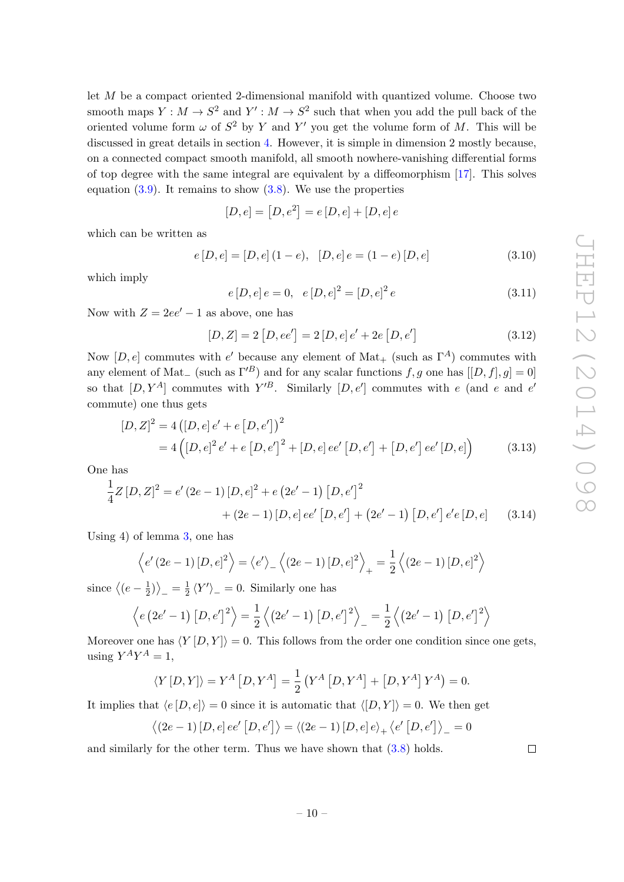let $M$ be a compact oriented 2-dimensional manifold with quantized volume. Choose two smooth maps $Y : M \to S^2$ and $Y' : M \to S^2$ such that when you add the pull back of the oriented volume form $\omega$ of $S^2$ by $Y$ and $Y'$ you get the volume form of $M$. This will be discussed in great details in section 4. However, it is simple in dimension 2 mostly because, on a connected compact smooth manifold, all smooth nowhere-vanishing differential forms of top degree with the same integral are equivalent by a diffeomorphism [17]. This solves equation (3.9). It remains to show (3.8). We use the properties

$$[D, e] = \left[D, e^2\right] = e\,[D, e] + [D, e]\,e$$

which can be written as

$$e\,[D, e] = [D, e]\,(1 - e), \quad [D, e]\,e = (1 - e)\,[D, e] \tag{3.10}$$

which imply

$$e\,[D, e]\,e = 0, \quad e\,[D, e]^2 = [D, e]^2\,e \tag{3.11}$$

Now with $Z = 2ee' - 1$ as above, one has

$$[D, Z] = 2\left[D, ee'\right] = 2\,[D, e]\,e' + 2e\left[D, e'\right] \tag{3.12}$$

Now $[D, e]$ commutes with $e'$ because any element of $\mathrm{Mat}_+$ (such as $\Gamma^A$) commutes with any element of $\mathrm{Mat}_-$ (such as $\Gamma'^B$) and for any scalar functions $f, g$ one has $[[D, f], g] = 0]$ so that $[D, Y^A]$ commutes with $Y'^B$. Similarly $[D, e']$ commutes with $e$ (and $e$ and $e'$ commute) one thus gets

$$\begin{aligned}
[D, Z]^2 &= 4\left([D, e]\,e' + e\left[D, e'\right]\right)^2 \\
&= 4\Big([D, e]^2\,e' + e\left[D, e'\right]^2 + [D, e]\,ee'\left[D, e'\right] + \left[D, e'\right]ee'\,[D, e]\Big)
\end{aligned} \tag{3.13}$$

One has

$$\begin{aligned}
\frac{1}{4}Z\,[D, Z]^2 &= e'\,(2e - 1)\,[D, e]^2 + e\left(2e' - 1\right)\left[D, e'\right]^2 \\
&\quad + (2e - 1)\,[D, e]\,ee'\left[D, e'\right] + \left(2e' - 1\right)\left[D, e'\right]e'e\,[D, e]
\end{aligned} \tag{3.14}$$

Using 4) of lemma 3, one has

$$\left\langle e'\,(2e - 1)\,[D, e]^2\right\rangle = \left\langle e'\right\rangle_- \left\langle (2e - 1)\,[D, e]^2\right\rangle_+ = \frac{1}{2}\left\langle (2e - 1)\,[D, e]^2\right\rangle$$

since $\left\langle (e - \frac{1}{2})\right\rangle_- = \frac{1}{2}\left\langle Y'\right\rangle_- = 0$. Similarly one has

$$\left\langle e\left(2e' - 1\right)\left[D, e'\right]^2\right\rangle = \frac{1}{2}\left\langle \left(2e' - 1\right)\left[D, e'\right]^2\right\rangle_- = \frac{1}{2}\left\langle \left(2e' - 1\right)\left[D, e'\right]^2\right\rangle$$

Moreover one has $\langle Y\,[D, Y]\rangle = 0$. This follows from the order one condition since one gets, using $Y^A Y^A = 1$,

$$\langle Y\,[D, Y]\rangle = Y^A\left[D, Y^A\right] = \frac{1}{2}\left(Y^A\left[D, Y^A\right] + \left[D, Y^A\right]Y^A\right) = 0.$$

It implies that $\langle e\,[D, e]\rangle = 0$ since it is automatic that $\langle [D, Y]\rangle = 0$. We then get

$$\left\langle (2e - 1)\,[D, e]\,ee'\left[D, e'\right]\right\rangle = \langle (2e - 1)\,[D, e]\,e\rangle_+ \left\langle e'\left[D, e'\right]\right\rangle_- = 0$$

and similarly for the other term. Thus we have shown that (3.8) holds. $\square$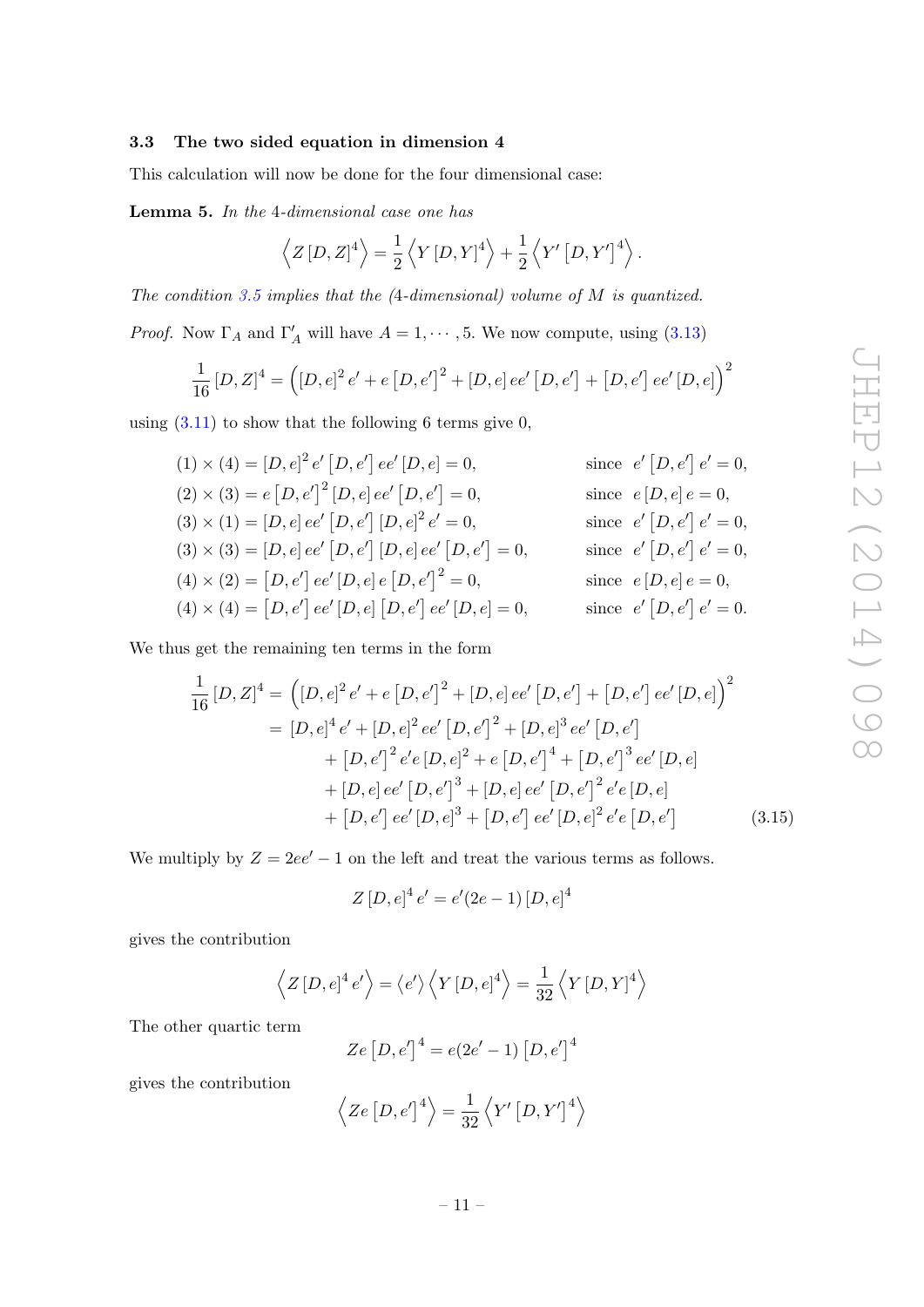### 3.3 The two sided equation in dimension 4

This calculation will now be done for the four dimensional case:

**Lemma 5.** *In the* 4*-dimensional case one has*

$$\left\langle Z\left[D,Z\right]^{4}\right\rangle =\frac{1}{2}\left\langle Y\left[D,Y\right]^{4}\right\rangle +\frac{1}{2}\left\langle Y'\left[D,Y'\right]^{4}\right\rangle .$$

*The condition 3.5 implies that the (4-dimensional) volume of $M$ is quantized.*

*Proof.* Now $\Gamma_A$ and $\Gamma'_A$ will have $A=1,\cdots,5$. We now compute, using (3.13)

$$\frac{1}{16}\left[D,Z\right]^{4}=\left(\left[D,e\right]^{2}e'+e\left[D,e'\right]^{2}+\left[D,e\right]ee'\left[D,e'\right]+\left[D,e'\right]ee'\left[D,e\right]\right)^{2}$$

using (3.11) to show that the following 6 terms give 0,

$$
\begin{aligned}
(1)\times(4) &= \left[D,e\right]^{2}e'\left[D,e'\right]ee'\left[D,e\right]=0, && \text{since } e'\left[D,e'\right]e'=0,\\
(2)\times(3) &= e\left[D,e'\right]^{2}\left[D,e\right]ee'\left[D,e'\right]=0, && \text{since } e\left[D,e\right]e=0,\\
(3)\times(1) &= \left[D,e\right]ee'\left[D,e'\right]\left[D,e\right]^{2}e'=0, && \text{since } e'\left[D,e'\right]e'=0,\\
(3)\times(3) &= \left[D,e\right]ee'\left[D,e'\right]\left[D,e\right]ee'\left[D,e'\right]=0, && \text{since } e'\left[D,e'\right]e'=0,\\
(4)\times(2) &= \left[D,e'\right]ee'\left[D,e\right]e\left[D,e'\right]^{2}=0, && \text{since } e\left[D,e\right]e=0,\\
(4)\times(4) &= \left[D,e'\right]ee'\left[D,e\right]\left[D,e'\right]ee'\left[D,e\right]=0, && \text{since } e'\left[D,e'\right]e'=0.
\end{aligned}
$$

We thus get the remaining ten terms in the form

$$
\begin{aligned}
\frac{1}{16}\left[D,Z\right]^{4} &= \left(\left[D,e\right]^{2}e'+e\left[D,e'\right]^{2}+\left[D,e\right]ee'\left[D,e'\right]+\left[D,e'\right]ee'\left[D,e\right]\right)^{2}\\
&= \left[D,e\right]^{4}e'+\left[D,e\right]^{2}ee'\left[D,e'\right]^{2}+\left[D,e\right]^{3}ee'\left[D,e'\right]\\
&\quad+\left[D,e'\right]^{2}e'e\left[D,e\right]^{2}+e\left[D,e'\right]^{4}+\left[D,e'\right]^{3}ee'\left[D,e\right]\\
&\quad+\left[D,e\right]ee'\left[D,e'\right]^{3}+\left[D,e\right]ee'\left[D,e'\right]^{2}e'e\left[D,e\right]\\
&\quad+\left[D,e'\right]ee'\left[D,e\right]^{3}+\left[D,e'\right]ee'\left[D,e\right]^{2}e'e\left[D,e'\right]
\end{aligned}
\tag{3.15}
$$

We multiply by $Z=2ee'-1$ on the left and treat the various terms as follows.

$$Z\left[D,e\right]^{4}e'=e'(2e-1)\left[D,e\right]^{4}$$

gives the contribution

$$\left\langle Z\left[D,e\right]^{4}e'\right\rangle =\left\langle e'\right\rangle \left\langle Y\left[D,e\right]^{4}\right\rangle =\frac{1}{32}\left\langle Y\left[D,Y\right]^{4}\right\rangle$$

The other quartic term

$$Ze\left[D,e'\right]^{4}=e(2e'-1)\left[D,e'\right]^{4}$$

gives the contribution

$$\left\langle Ze\left[D,e'\right]^{4}\right\rangle =\frac{1}{32}\left\langle Y'\left[D,Y'\right]^{4}\right\rangle$$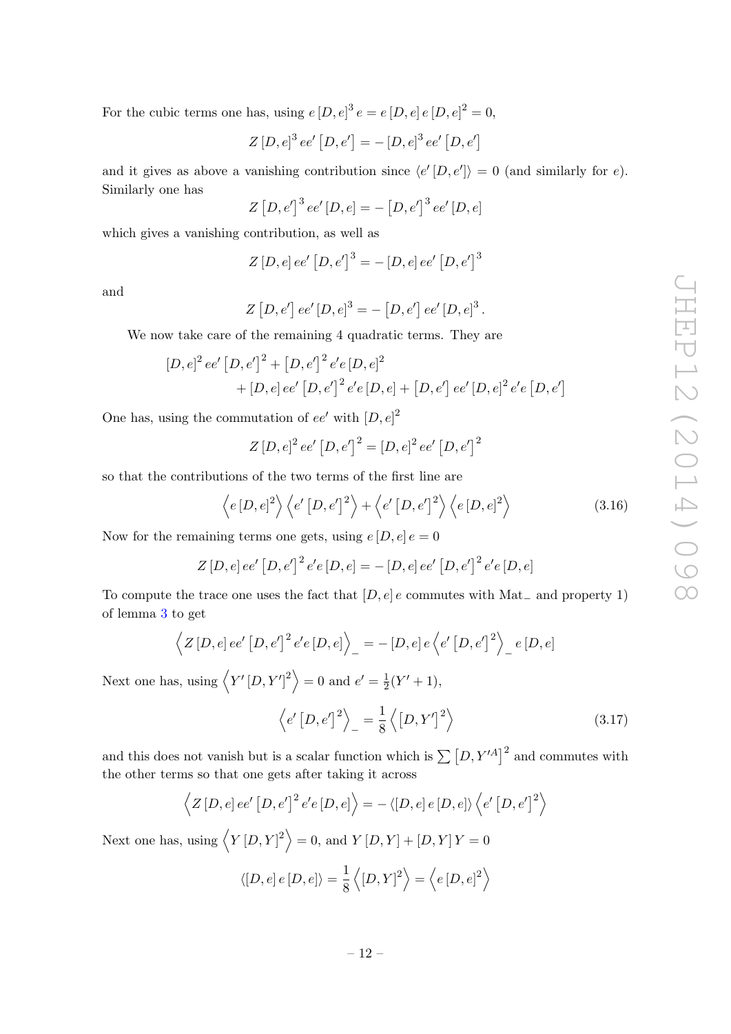For the cubic terms one has, using $e\,[D,e]^3\,e = e\,[D,e]\,e\,[D,e]^2 = 0$,

$$Z\,[D,e]^3\,ee'\,[D,e'] = -\,[D,e]^3\,ee'\,[D,e']$$

and it gives as above a vanishing contribution since $\langle e'\,[D,e']\rangle = 0$ (and similarly for $e$). Similarly one has

$$Z\,[D,e']^3\,ee'\,[D,e] = -\,[D,e']^3\,ee'\,[D,e]$$

which gives a vanishing contribution, as well as

$$Z\,[D,e]\,ee'\,[D,e']^3 = -\,[D,e]\,ee'\,[D,e']^3$$

and

$$Z\,[D,e']\,ee'\,[D,e]^3 = -\,[D,e']\,ee'\,[D,e]^3\,.$$

We now take care of the remaining 4 quadratic terms. They are

$$\begin{aligned}&[D,e]^2\,ee'\,[D,e']^2 + [D,e']^2\,e'e\,[D,e]^2\\ &\qquad + [D,e]\,ee'\,[D,e']^2\,e'e\,[D,e] + [D,e']\,ee'\,[D,e]^2\,e'e\,[D,e']\end{aligned}$$

One has, using the commutation of $ee'$ with $[D,e]^2$

$$Z\,[D,e]^2\,ee'\,[D,e']^2 = [D,e]^2\,ee'\,[D,e']^2$$

so that the contributions of the two terms of the first line are

$$\left\langle e\,[D,e]^2\right\rangle\left\langle e'\,[D,e']^2\right\rangle + \left\langle e'\,[D,e']^2\right\rangle\left\langle e\,[D,e]^2\right\rangle \tag{3.16}$$

Now for the remaining terms one gets, using $e\,[D,e]\,e = 0$

$$Z\,[D,e]\,ee'\,[D,e']^2\,e'e\,[D,e] = -\,[D,e]\,ee'\,[D,e']^2\,e'e\,[D,e]$$

To compute the trace one uses the fact that $[D,e]\,e$ commutes with $\mathrm{Mat}_-$ and property 1) of lemma 3 to get

$$\left\langle Z\,[D,e]\,ee'\,[D,e']^2\,e'e\,[D,e]\right\rangle_- = -\,[D,e]\,e\left\langle e'\,[D,e']^2\right\rangle_-\,e\,[D,e]$$

Next one has, using $\left\langle Y'\,[D,Y']^2\right\rangle = 0$ and $e' = \frac{1}{2}(Y'+1)$,

$$\left\langle e'\,[D,e']^2\right\rangle_- = \frac{1}{8}\left\langle [D,Y']^2\right\rangle \tag{3.17}$$

and this does not vanish but is a scalar function which is $\sum\,[D,Y'^A]^2$ and commutes with the other terms so that one gets after taking it across

$$\left\langle Z\,[D,e]\,ee'\,[D,e']^2\,e'e\,[D,e]\right\rangle = -\,\langle [D,e]\,e\,[D,e]\rangle\left\langle e'\,[D,e']^2\right\rangle$$

Next one has, using $\left\langle Y\,[D,Y]^2\right\rangle = 0$, and $Y\,[D,Y] + [D,Y]\,Y = 0$

$$\langle [D,e]\,e\,[D,e]\rangle = \frac{1}{8}\left\langle [D,Y]^2\right\rangle = \left\langle e\,[D,e]^2\right\rangle$$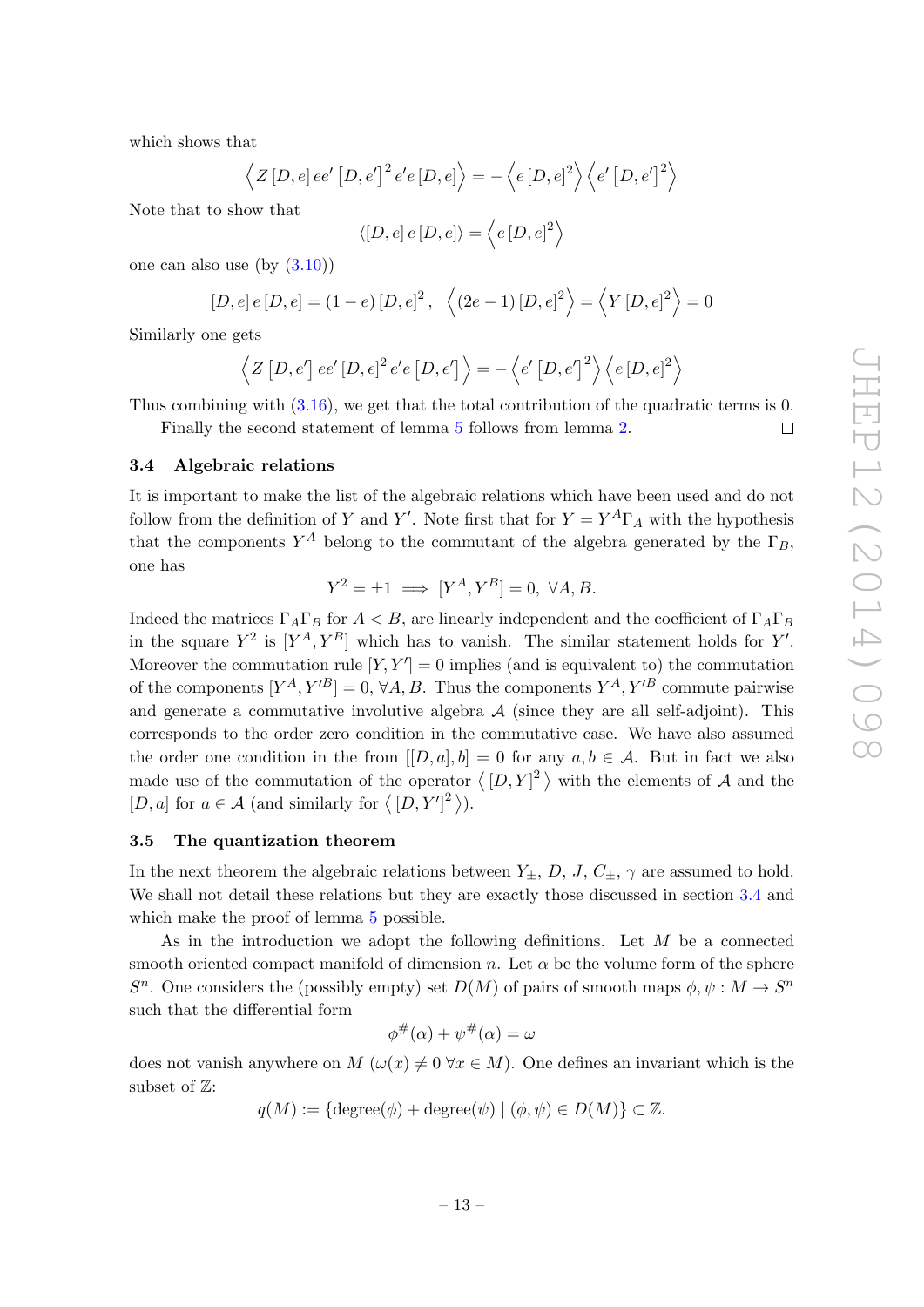which shows that

$$\left\langle Z\,[D,e]\,ee'\,[D,e']^2\,e'e\,[D,e]\right\rangle = -\left\langle e\,[D,e]^2\right\rangle\left\langle e'\,[D,e']^2\right\rangle$$

Note that to show that

$$\langle [D,e]\,e\,[D,e]\rangle = \left\langle e\,[D,e]^2\right\rangle$$

one can also use (by (3.10))

$$[D,e]\,e\,[D,e] = (1-e)\,[D,e]^2\,,\quad \left\langle (2e-1)\,[D,e]^2\right\rangle = \left\langle Y\,[D,e]^2\right\rangle = 0$$

Similarly one gets

$$\left\langle Z\,[D,e']\,ee'\,[D,e]^2\,e'e\,[D,e']\right\rangle = -\left\langle e'\,[D,e']^2\right\rangle\left\langle e\,[D,e]^2\right\rangle$$

Thus combining with (3.16), we get that the total contribution of the quadratic terms is 0.

Finally the second statement of lemma 5 follows from lemma 2. □

### 3.4 Algebraic relations

It is important to make the list of the algebraic relations which have been used and do not follow from the definition of $Y$ and $Y'$. Note first that for $Y = Y^A\Gamma_A$ with the hypothesis that the components $Y^A$ belong to the commutant of the algebra generated by the $\Gamma_B$, one has

$$Y^2 = \pm 1 \implies [Y^A, Y^B] = 0,\ \forall A, B.$$

Indeed the matrices $\Gamma_A\Gamma_B$ for $A < B$, are linearly independent and the coefficient of $\Gamma_A\Gamma_B$ in the square $Y^2$ is $[Y^A, Y^B]$ which has to vanish. The similar statement holds for $Y'$. Moreover the commutation rule $[Y, Y'] = 0$ implies (and is equivalent to) the commutation of the components $[Y^A, Y'^B] = 0$, $\forall A, B$. Thus the components $Y^A, Y'^B$ commute pairwise and generate a commutative involutive algebra $\mathcal{A}$ (since they are all self-adjoint). This corresponds to the order zero condition in the commutative case. We have also assumed the order one condition in the from $[[D, a], b] = 0$ for any $a, b \in \mathcal{A}$. But in fact we also made use of the commutation of the operator $\left\langle [D, Y]^2\right\rangle$ with the elements of $\mathcal{A}$ and the $[D, a]$ for $a \in \mathcal{A}$ (and similarly for $\left\langle [D, Y']^2\right\rangle$).

### 3.5 The quantization theorem

In the next theorem the algebraic relations between $Y_\pm$, $D$, $J$, $C_\pm$, $\gamma$ are assumed to hold. We shall not detail these relations but they are exactly those discussed in section 3.4 and which make the proof of lemma 5 possible.

As in the introduction we adopt the following definitions. Let $M$ be a connected smooth oriented compact manifold of dimension $n$. Let $\alpha$ be the volume form of the sphere $S^n$. One considers the (possibly empty) set $D(M)$ of pairs of smooth maps $\phi, \psi : M \to S^n$ such that the differential form

$$\phi^\#(\alpha) + \psi^\#(\alpha) = \omega$$

does not vanish anywhere on $M$ ($\omega(x) \neq 0\ \forall x \in M$). One defines an invariant which is the subset of $\mathbb{Z}$:

$$q(M) := \{\text{degree}(\phi) + \text{degree}(\psi) \mid (\phi, \psi) \in D(M)\} \subset \mathbb{Z}.$$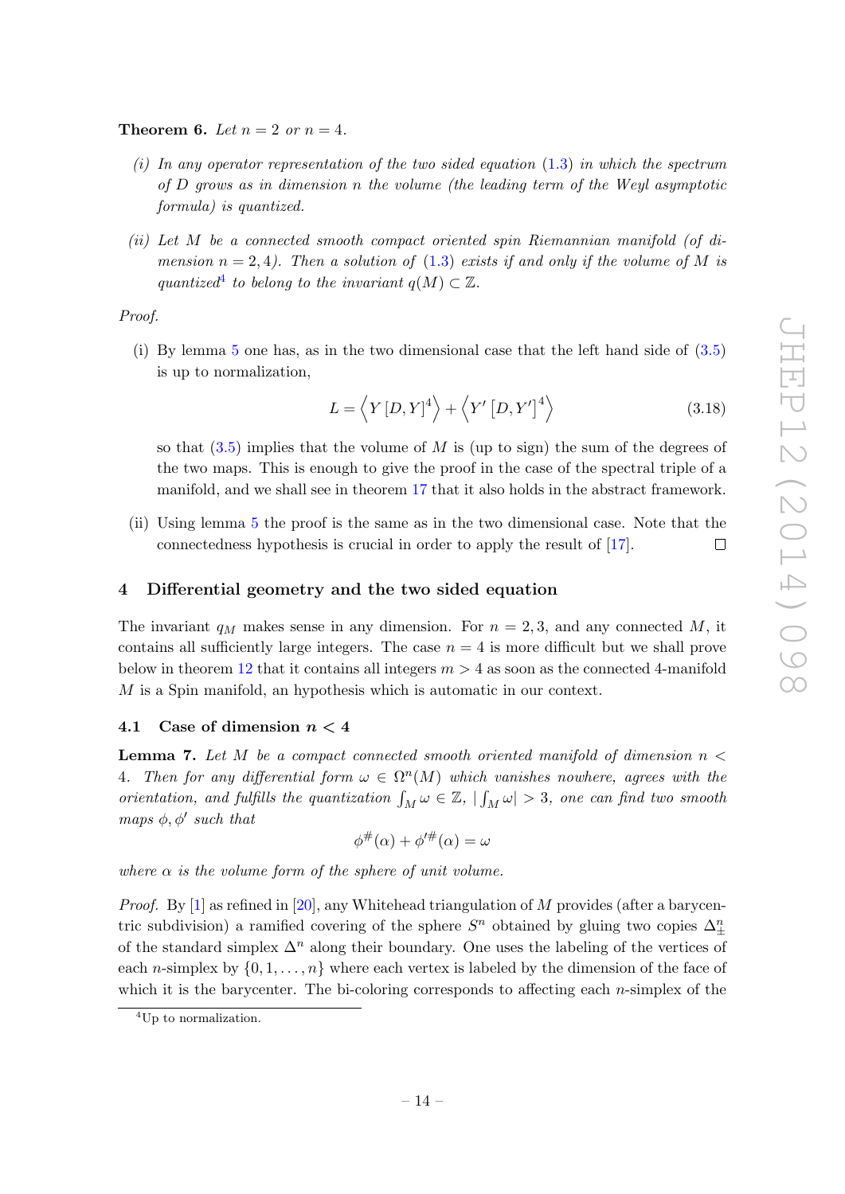**Theorem 6.** *Let $n = 2$ or $n = 4$.*

*(i) In any operator representation of the two sided equation (1.3) in which the spectrum of $D$ grows as in dimension $n$ the volume (the leading term of the Weyl asymptotic formula) is quantized.*

*(ii) Let $M$ be a connected smooth compact oriented spin Riemannian manifold (of dimension $n = 2, 4$). Then a solution of (1.3) exists if and only if the volume of $M$ is quantized*[4] *to belong to the invariant $q(M) \subset \mathbb{Z}$.*

*Proof.*

(i) By lemma 5 one has, as in the two dimensional case that the left hand side of (3.5) is up to normalization,

$$L = \left\langle Y \left[D, Y\right]^4 \right\rangle + \left\langle Y' \left[D, Y'\right]^4 \right\rangle \tag{3.18}$$

so that (3.5) implies that the volume of $M$ is (up to sign) the sum of the degrees of the two maps. This is enough to give the proof in the case of the spectral triple of a manifold, and we shall see in theorem 17 that it also holds in the abstract framework.

(ii) Using lemma 5 the proof is the same as in the two dimensional case. Note that the connectedness hypothesis is crucial in order to apply the result of [17]. $\square$

## 4 Differential geometry and the two sided equation

The invariant $q_M$ makes sense in any dimension. For $n = 2, 3$, and any connected $M$, it contains all sufficiently large integers. The case $n = 4$ is more difficult but we shall prove below in theorem 12 that it contains all integers $m > 4$ as soon as the connected 4-manifold $M$ is a Spin manifold, an hypothesis which is automatic in our context.

### 4.1 Case of dimension $n < 4$

**Lemma 7.** *Let $M$ be a compact connected smooth oriented manifold of dimension $n < 4$. Then for any differential form $\omega \in \Omega^n(M)$ which vanishes nowhere, agrees with the orientation, and fulfills the quantization $\int_M \omega \in \mathbb{Z}$, $|\int_M \omega| > 3$, one can find two smooth maps $\phi, \phi'$ such that*

$$\phi^\#(\alpha) + \phi'^\#(\alpha) = \omega$$

*where $\alpha$ is the volume form of the sphere of unit volume.*

*Proof.* By [1] as refined in [20], any Whitehead triangulation of $M$ provides (after a barycentric subdivision) a ramified covering of the sphere $S^n$ obtained by gluing two copies $\Delta^n_\pm$ of the standard simplex $\Delta^n$ along their boundary. One uses the labeling of the vertices of each $n$-simplex by $\{0, 1, \ldots, n\}$ where each vertex is labeled by the dimension of the face of which it is the barycenter. The bi-coloring corresponds to affecting each $n$-simplex of the

[4] Up to normalization.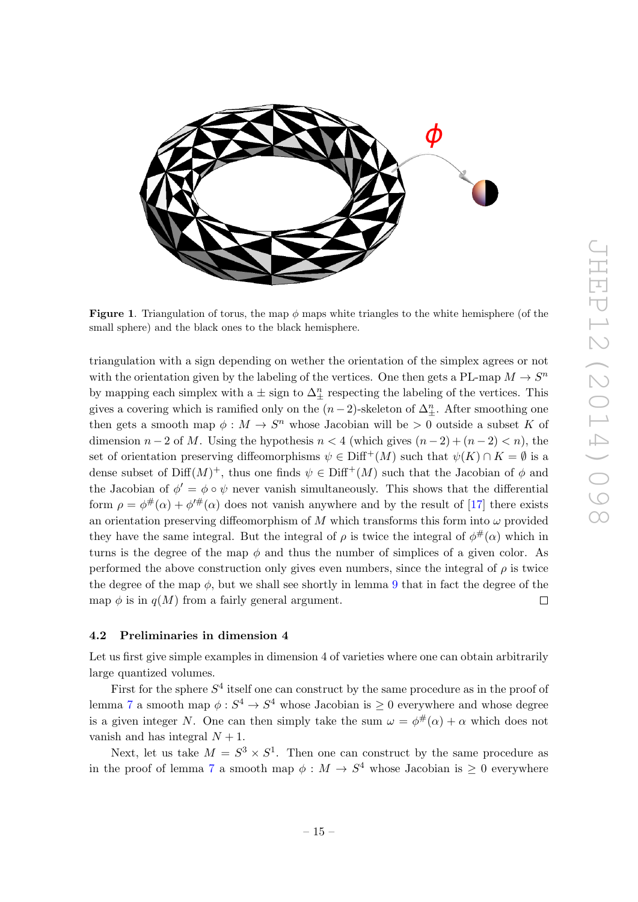**Figure 1**. Triangulation of torus, the map $\phi$ maps white triangles to the white hemisphere (of the small sphere) and the black ones to the black hemisphere.

triangulation with a sign depending on wether the orientation of the simplex agrees or not with the orientation given by the labeling of the vertices. One then gets a PL-map $M \to S^n$ by mapping each simplex with a $\pm$ sign to $\Delta^n_\pm$ respecting the labeling of the vertices. This gives a covering which is ramified only on the $(n-2)$-skeleton of $\Delta^n_\pm$. After smoothing one then gets a smooth map $\phi : M \to S^n$ whose Jacobian will be $> 0$ outside a subset $K$ of dimension $n-2$ of $M$. Using the hypothesis $n < 4$ (which gives $(n-2)+(n-2) < n$), the set of orientation preserving diffeomorphisms $\psi \in \mathrm{Diff}^+(M)$ such that $\psi(K) \cap K = \emptyset$ is a dense subset of $\mathrm{Diff}(M)^+$, thus one finds $\psi \in \mathrm{Diff}^+(M)$ such that the Jacobian of $\phi$ and the Jacobian of $\phi' = \phi \circ \psi$ never vanish simultaneously. This shows that the differential form $\rho = \phi^\#(\alpha) + \phi'^\#(\alpha)$ does not vanish anywhere and by the result of [17] there exists an orientation preserving diffeomorphism of $M$ which transforms this form into $\omega$ provided they have the same integral. But the integral of $\rho$ is twice the integral of $\phi^\#(\alpha)$ which in turns is the degree of the map $\phi$ and thus the number of simplices of a given color. As performed the above construction only gives even numbers, since the integral of $\rho$ is twice the degree of the map $\phi$, but we shall see shortly in lemma 9 that in fact the degree of the map $\phi$ is in $q(M)$ from a fairly general argument. □

### 4.2 Preliminaries in dimension 4

Let us first give simple examples in dimension 4 of varieties where one can obtain arbitrarily large quantized volumes.

First for the sphere $S^4$ itself one can construct by the same procedure as in the proof of lemma 7 a smooth map $\phi : S^4 \to S^4$ whose Jacobian is $\geq 0$ everywhere and whose degree is a given integer $N$. One can then simply take the sum $\omega = \phi^\#(\alpha) + \alpha$ which does not vanish and has integral $N + 1$.

Next, let us take $M = S^3 \times S^1$. Then one can construct by the same procedure as in the proof of lemma 7 a smooth map $\phi : M \to S^4$ whose Jacobian is $\geq 0$ everywhere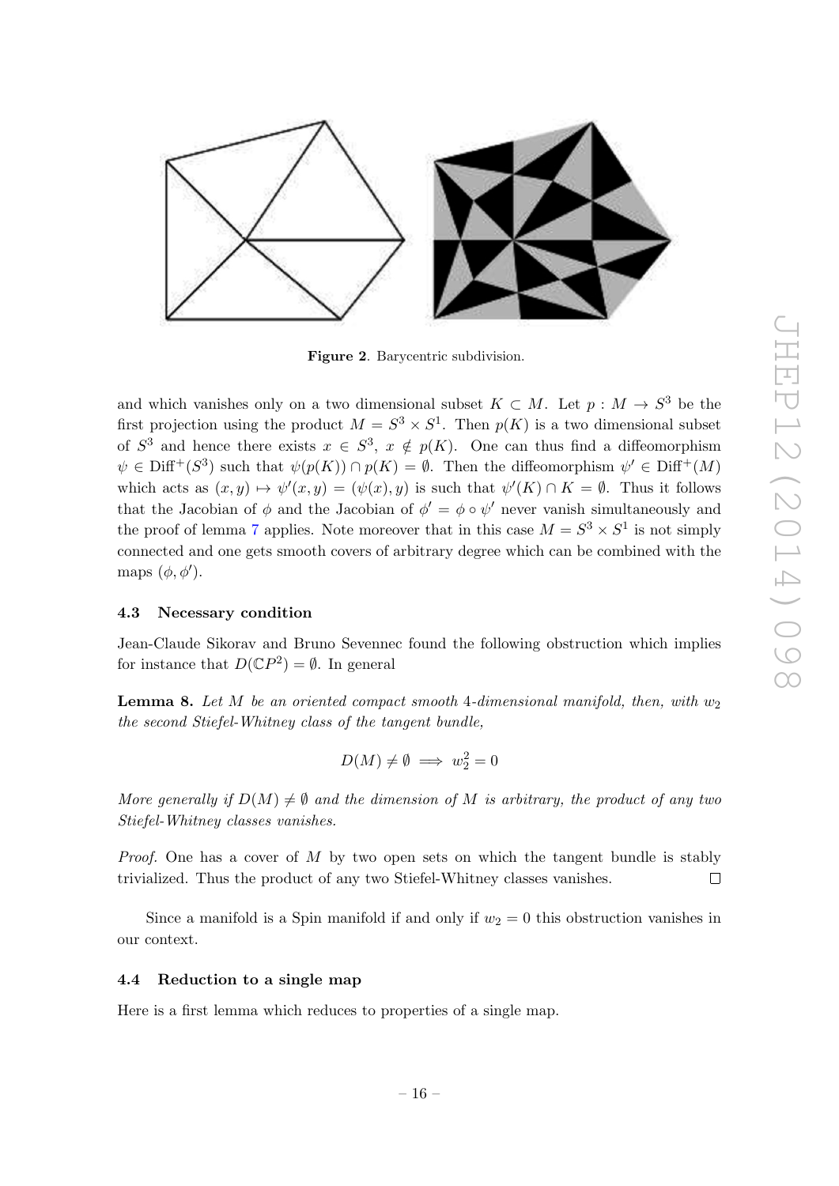Figure 2. Barycentric subdivision.

and which vanishes only on a two dimensional subset $K \subset M$. Let $p : M \to S^3$ be the first projection using the product $M = S^3 \times S^1$. Then $p(K)$ is a two dimensional subset of $S^3$ and hence there exists $x \in S^3$, $x \notin p(K)$. One can thus find a diffeomorphism $\psi \in \mathrm{Diff}^+(S^3)$ such that $\psi(p(K)) \cap p(K) = \emptyset$. Then the diffeomorphism $\psi' \in \mathrm{Diff}^+(M)$ which acts as $(x, y) \mapsto \psi'(x, y) = (\psi(x), y)$ is such that $\psi'(K) \cap K = \emptyset$. Thus it follows that the Jacobian of $\phi$ and the Jacobian of $\phi' = \phi \circ \psi'$ never vanish simultaneously and the proof of lemma 7 applies. Note moreover that in this case $M = S^3 \times S^1$ is not simply connected and one gets smooth covers of arbitrary degree which can be combined with the maps $(\phi, \phi')$.

### 4.3 Necessary condition

Jean-Claude Sikorav and Bruno Sevennec found the following obstruction which implies for instance that $D(\mathbb{C}P^2) = \emptyset$. In general

**Lemma 8.** *Let $M$ be an oriented compact smooth 4-dimensional manifold, then, with $w_2$ the second Stiefel-Whitney class of the tangent bundle,*

$$D(M) \neq \emptyset \implies w_2^2 = 0$$

*More generally if $D(M) \neq \emptyset$ and the dimension of $M$ is arbitrary, the product of any two Stiefel-Whitney classes vanishes.*

*Proof.* One has a cover of $M$ by two open sets on which the tangent bundle is stably trivialized. Thus the product of any two Stiefel-Whitney classes vanishes. ∎

Since a manifold is a Spin manifold if and only if $w_2 = 0$ this obstruction vanishes in our context.

### 4.4 Reduction to a single map

Here is a first lemma which reduces to properties of a single map.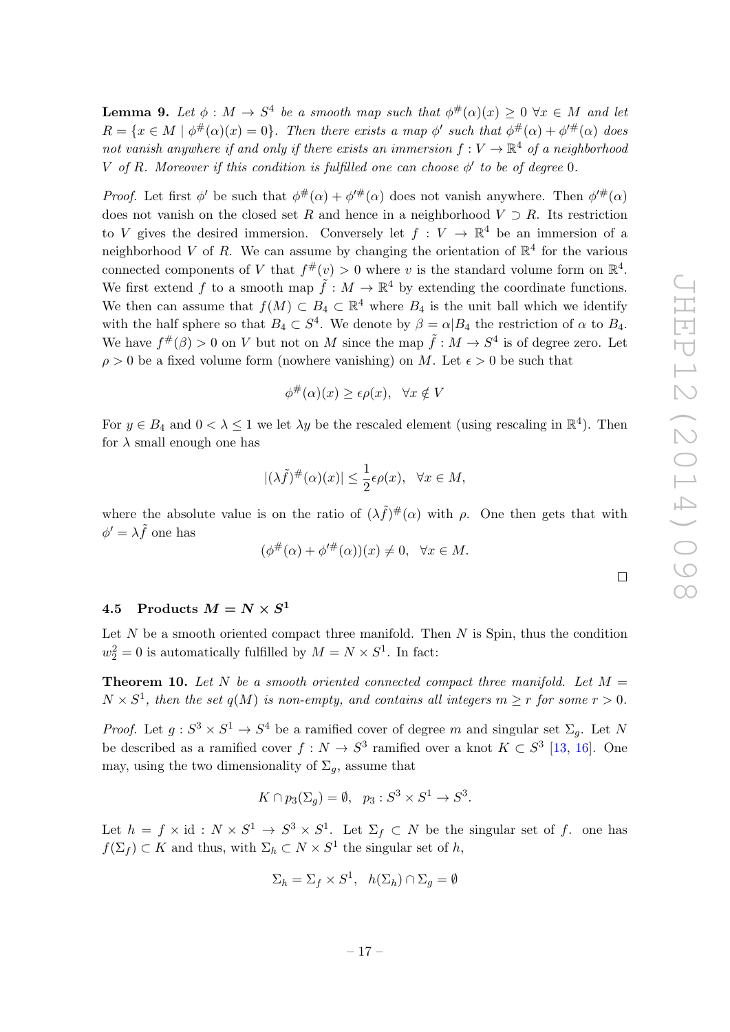**Lemma 9.** *Let $\phi : M \to S^4$ be a smooth map such that $\phi^{\#}(\alpha)(x) \geq 0$ $\forall x \in M$ and let $R = \{x \in M \mid \phi^{\#}(\alpha)(x) = 0\}$. Then there exists a map $\phi'$ such that $\phi^{\#}(\alpha) + \phi'^{\#}(\alpha)$ does not vanish anywhere if and only if there exists an immersion $f : V \to \mathbb{R}^4$ of a neighborhood $V$ of $R$. Moreover if this condition is fulfilled one can choose $\phi'$ to be of degree 0.*

*Proof.* Let first $\phi'$ be such that $\phi^{\#}(\alpha) + \phi'^{\#}(\alpha)$ does not vanish anywhere. Then $\phi'^{\#}(\alpha)$ does not vanish on the closed set $R$ and hence in a neighborhood $V \supset R$. Its restriction to $V$ gives the desired immersion. Conversely let $f : V \to \mathbb{R}^4$ be an immersion of a neighborhood $V$ of $R$. We can assume by changing the orientation of $\mathbb{R}^4$ for the various connected components of $V$ that $f^{\#}(v) > 0$ where $v$ is the standard volume form on $\mathbb{R}^4$. We first extend $f$ to a smooth map $\tilde{f} : M \to \mathbb{R}^4$ by extending the coordinate functions. We then can assume that $f(M) \subset B_4 \subset \mathbb{R}^4$ where $B_4$ is the unit ball which we identify with the half sphere so that $B_4 \subset S^4$. We denote by $\beta = \alpha|B_4$ the restriction of $\alpha$ to $B_4$. We have $f^{\#}(\beta) > 0$ on $V$ but not on $M$ since the map $\tilde{f} : M \to S^4$ is of degree zero. Let $\rho > 0$ be a fixed volume form (nowhere vanishing) on $M$. Let $\epsilon > 0$ be such that

$$\phi^{\#}(\alpha)(x) \geq \epsilon \rho(x), \quad \forall x \notin V$$

For $y \in B_4$ and $0 < \lambda \leq 1$ we let $\lambda y$ be the rescaled element (using rescaling in $\mathbb{R}^4$). Then for $\lambda$ small enough one has

$$|(\lambda \tilde{f})^{\#}(\alpha)(x)| \leq \frac{1}{2}\epsilon \rho(x), \quad \forall x \in M,$$

where the absolute value is on the ratio of $(\lambda \tilde{f})^{\#}(\alpha)$ with $\rho$. One then gets that with $\phi' = \lambda \tilde{f}$ one has

$$(\phi^{\#}(\alpha) + \phi'^{\#}(\alpha))(x) \neq 0, \quad \forall x \in M.$$

$\square$

### 4.5 Products $M = N \times S^1$

Let $N$ be a smooth oriented compact three manifold. Then $N$ is Spin, thus the condition $w_2^2 = 0$ is automatically fulfilled by $M = N \times S^1$. In fact:

**Theorem 10.** *Let $N$ be a smooth oriented connected compact three manifold. Let $M = N \times S^1$, then the set $q(M)$ is non-empty, and contains all integers $m \geq r$ for some $r > 0$.*

*Proof.* Let $g : S^3 \times S^1 \to S^4$ be a ramified cover of degree $m$ and singular set $\Sigma_g$. Let $N$ be described as a ramified cover $f : N \to S^3$ ramified over a knot $K \subset S^3$ [13, 16]. One may, using the two dimensionality of $\Sigma_g$, assume that

$$K \cap p_3(\Sigma_g) = \emptyset, \quad p_3 : S^3 \times S^1 \to S^3.$$

Let $h = f \times \mathrm{id} : N \times S^1 \to S^3 \times S^1$. Let $\Sigma_f \subset N$ be the singular set of $f$. one has $f(\Sigma_f) \subset K$ and thus, with $\Sigma_h \subset N \times S^1$ the singular set of $h$,

$$\Sigma_h = \Sigma_f \times S^1, \quad h(\Sigma_h) \cap \Sigma_g = \emptyset$$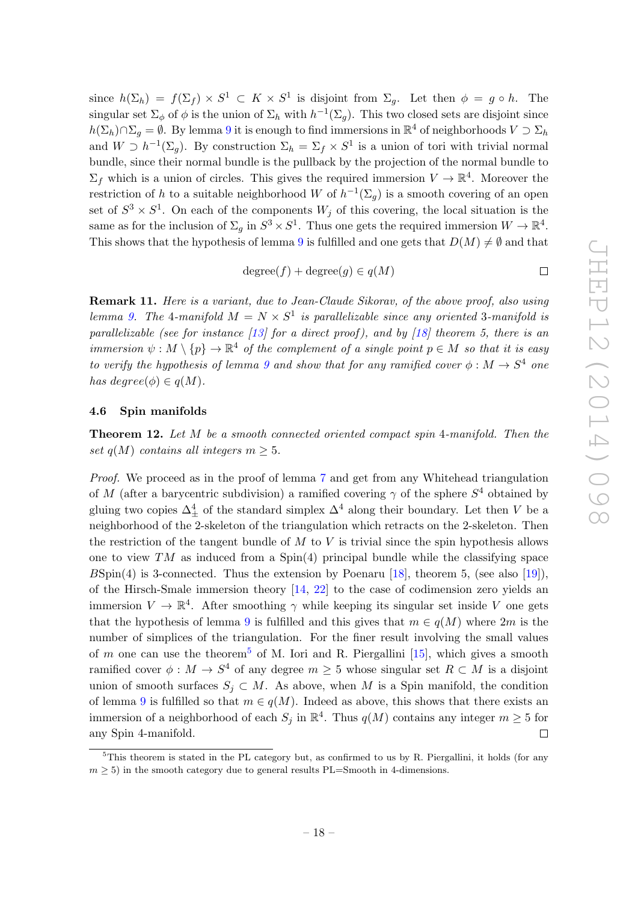since $h(\Sigma_h) = f(\Sigma_f) \times S^1 \subset K \times S^1$ is disjoint from $\Sigma_g$. Let then $\phi = g \circ h$. The singular set $\Sigma_\phi$ of $\phi$ is the union of $\Sigma_h$ with $h^{-1}(\Sigma_g)$. This two closed sets are disjoint since $h(\Sigma_h) \cap \Sigma_g = \emptyset$. By lemma 9 it is enough to find immersions in $\mathbb{R}^4$ of neighborhoods $V \supset \Sigma_h$ and $W \supset h^{-1}(\Sigma_g)$. By construction $\Sigma_h = \Sigma_f \times S^1$ is a union of tori with trivial normal bundle, since their normal bundle is the pullback by the projection of the normal bundle to $\Sigma_f$ which is a union of circles. This gives the required immersion $V \to \mathbb{R}^4$. Moreover the restriction of $h$ to a suitable neighborhood $W$ of $h^{-1}(\Sigma_g)$ is a smooth covering of an open set of $S^3 \times S^1$. On each of the components $W_j$ of this covering, the local situation is the same as for the inclusion of $\Sigma_g$ in $S^3 \times S^1$. Thus one gets the required immersion $W \to \mathbb{R}^4$. This shows that the hypothesis of lemma 9 is fulfilled and one gets that $D(M) \neq \emptyset$ and that

$$\text{degree}(f) + \text{degree}(g) \in q(M)$$

∎

**Remark 11.** *Here is a variant, due to Jean-Claude Sikorav, of the above proof, also using lemma 9. The 4-manifold $M = N \times S^1$ is parallelizable since any oriented 3-manifold is parallelizable (see for instance [13] for a direct proof), and by [18] theorem 5, there is an immersion $\psi : M \setminus \{p\} \to \mathbb{R}^4$ of the complement of a single point $p \in M$ so that it is easy to verify the hypothesis of lemma 9 and show that for any ramified cover $\phi : M \to S^4$ one has degree($\phi$) $\in q(M)$.*

### 4.6 Spin manifolds

**Theorem 12.** *Let $M$ be a smooth connected oriented compact spin 4-manifold. Then the set $q(M)$ contains all integers $m \geq 5$.*

*Proof.* We proceed as in the proof of lemma 7 and get from any Whitehead triangulation of $M$ (after a barycentric subdivision) a ramified covering $\gamma$ of the sphere $S^4$ obtained by gluing two copies $\Delta^4_\pm$ of the standard simplex $\Delta^4$ along their boundary. Let then $V$ be a neighborhood of the 2-skeleton of the triangulation which retracts on the 2-skeleton. Then the restriction of the tangent bundle of $M$ to $V$ is trivial since the spin hypothesis allows one to view $TM$ as induced from a Spin(4) principal bundle while the classifying space $B$Spin(4) is 3-connected. Thus the extension by Poenaru [18], theorem 5, (see also [19]), of the Hirsch-Smale immersion theory [14, 22] to the case of codimension zero yields an immersion $V \to \mathbb{R}^4$. After smoothing $\gamma$ while keeping its singular set inside $V$ one gets that the hypothesis of lemma 9 is fulfilled and this gives that $m \in q(M)$ where $2m$ is the number of simplices of the triangulation. For the finer result involving the small values of $m$ one can use the theorem[5] of M. Iori and R. Piergallini [15], which gives a smooth ramified cover $\phi : M \to S^4$ of any degree $m \geq 5$ whose singular set $R \subset M$ is a disjoint union of smooth surfaces $S_j \subset M$. As above, when $M$ is a Spin manifold, the condition of lemma 9 is fulfilled so that $m \in q(M)$. Indeed as above, this shows that there exists an immersion of a neighborhood of each $S_j$ in $\mathbb{R}^4$. Thus $q(M)$ contains any integer $m \geq 5$ for any Spin 4-manifold. ∎

[5] This theorem is stated in the PL category but, as confirmed to us by R. Piergallini, it holds (for any $m \geq 5$) in the smooth category due to general results PL=Smooth in 4-dimensions.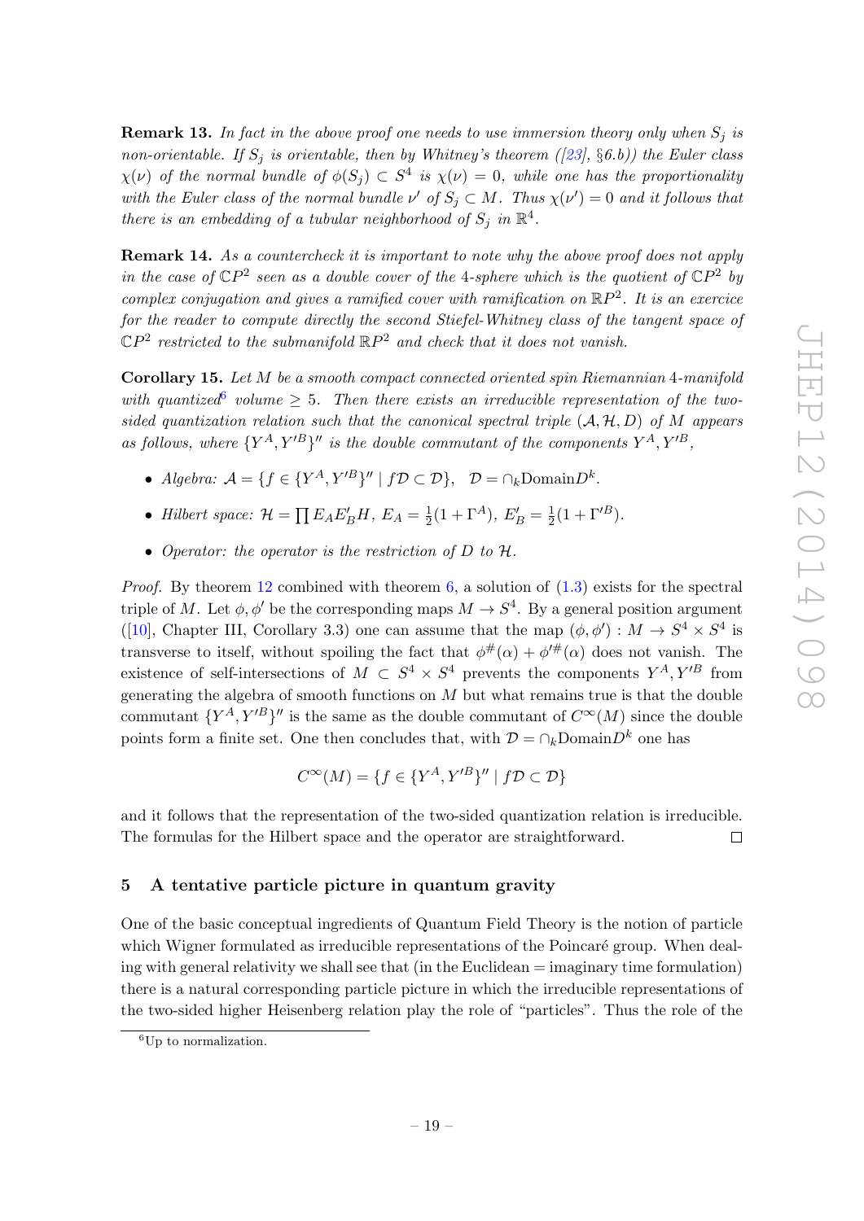**Remark 13.** *In fact in the above proof one needs to use immersion theory only when $S_j$ is non-orientable. If $S_j$ is orientable, then by Whitney's theorem ([23], §6.b)) the Euler class $\chi(\nu)$ of the normal bundle of $\phi(S_j) \subset S^4$ is $\chi(\nu) = 0$, while one has the proportionality with the Euler class of the normal bundle $\nu'$ of $S_j \subset M$. Thus $\chi(\nu') = 0$ and it follows that there is an embedding of a tubular neighborhood of $S_j$ in $\mathbb{R}^4$.*

**Remark 14.** *As a countercheck it is important to note why the above proof does not apply in the case of $\mathbb{C}P^2$ seen as a double cover of the 4-sphere which is the quotient of $\mathbb{C}P^2$ by complex conjugation and gives a ramified cover with ramification on $\mathbb{R}P^2$. It is an exercice for the reader to compute directly the second Stiefel-Whitney class of the tangent space of $\mathbb{C}P^2$ restricted to the submanifold $\mathbb{R}P^2$ and check that it does not vanish.*

**Corollary 15.** *Let $M$ be a smooth compact connected oriented spin Riemannian 4-manifold with quantized[6] volume $\geq 5$. Then there exists an irreducible representation of the two-sided quantization relation such that the canonical spectral triple $(\mathcal{A}, \mathcal{H}, D)$ of $M$ appears as follows, where $\{Y^A, Y'^B\}''$ is the double commutant of the components $Y^A, Y'^B$,*

- *Algebra: $\mathcal{A} = \{f \in \{Y^A, Y'^B\}'' \mid f\mathcal{D} \subset \mathcal{D}\}$, $\mathcal{D} = \cap_k \text{Domain} D^k$.*
- *Hilbert space: $\mathcal{H} = \prod E_A E'_B H$, $E_A = \frac{1}{2}(1 + \Gamma^A)$, $E'_B = \frac{1}{2}(1 + \Gamma'^B)$.*
- *Operator: the operator is the restriction of $D$ to $\mathcal{H}$.*

*Proof.* By theorem 12 combined with theorem 6, a solution of (1.3) exists for the spectral triple of $M$. Let $\phi, \phi'$ be the corresponding maps $M \to S^4$. By a general position argument ([10], Chapter III, Corollary 3.3) one can assume that the map $(\phi, \phi') : M \to S^4 \times S^4$ is transverse to itself, without spoiling the fact that $\phi^\#(\alpha) + \phi'^\#(\alpha)$ does not vanish. The existence of self-intersections of $M \subset S^4 \times S^4$ prevents the components $Y^A, Y'^B$ from generating the algebra of smooth functions on $M$ but what remains true is that the double commutant $\{Y^A, Y'^B\}''$ is the same as the double commutant of $C^\infty(M)$ since the double points form a finite set. One then concludes that, with $\mathcal{D} = \cap_k \text{Domain} D^k$ one has

$$C^\infty(M) = \{f \in \{Y^A, Y'^B\}'' \mid f\mathcal{D} \subset \mathcal{D}\}$$

and it follows that the representation of the two-sided quantization relation is irreducible. The formulas for the Hilbert space and the operator are straightforward. □

## 5 A tentative particle picture in quantum gravity

One of the basic conceptual ingredients of Quantum Field Theory is the notion of particle which Wigner formulated as irreducible representations of the Poincaré group. When dealing with general relativity we shall see that (in the Euclidean = imaginary time formulation) there is a natural corresponding particle picture in which the irreducible representations of the two-sided higher Heisenberg relation play the role of "particles". Thus the role of the

[6] Up to normalization.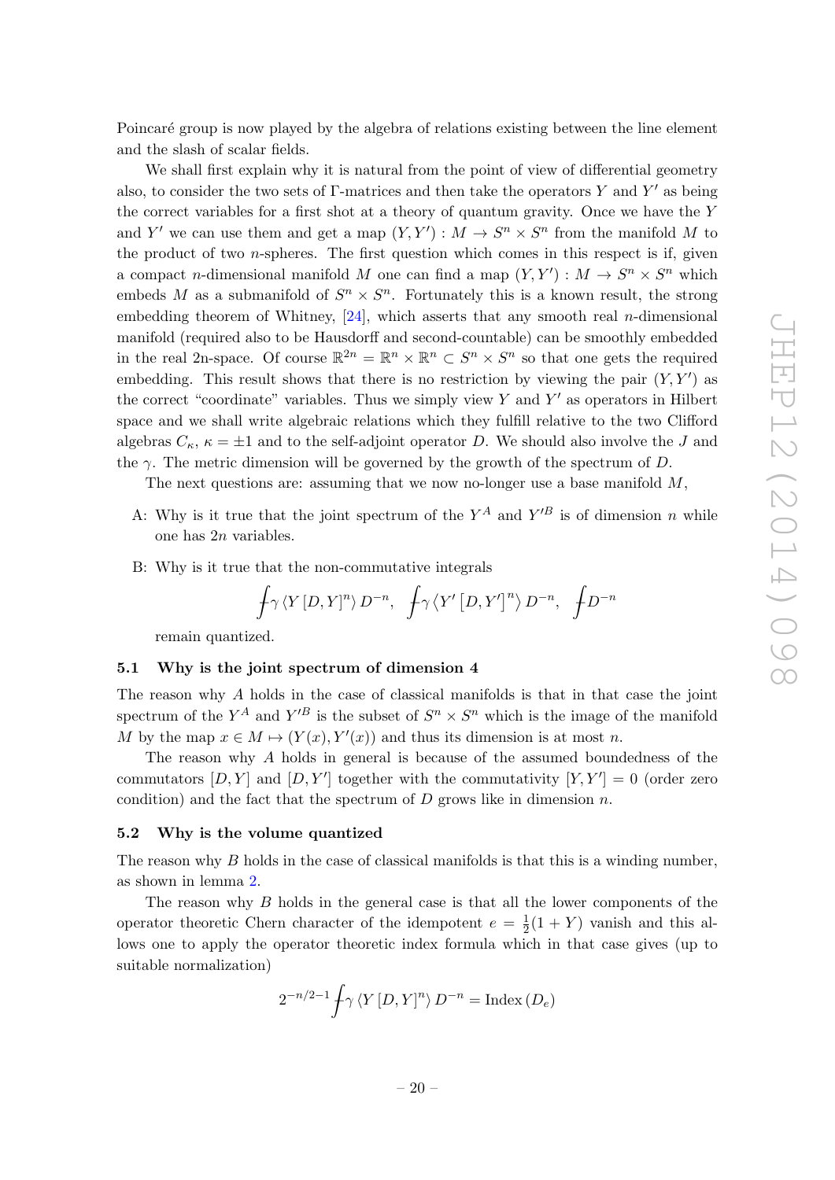Poincaré group is now played by the algebra of relations existing between the line element and the slash of scalar fields.

We shall first explain why it is natural from the point of view of differential geometry also, to consider the two sets of Γ-matrices and then take the operators $Y$ and $Y'$ as being the correct variables for a first shot at a theory of quantum gravity. Once we have the $Y$ and $Y'$ we can use them and get a map $(Y, Y') : M \to S^n \times S^n$ from the manifold $M$ to the product of two $n$-spheres. The first question which comes in this respect is if, given a compact $n$-dimensional manifold $M$ one can find a map $(Y, Y') : M \to S^n \times S^n$ which embeds $M$ as a submanifold of $S^n \times S^n$. Fortunately this is a known result, the strong embedding theorem of Whitney, [24], which asserts that any smooth real $n$-dimensional manifold (required also to be Hausdorff and second-countable) can be smoothly embedded in the real 2n-space. Of course $\mathbb{R}^{2n} = \mathbb{R}^n \times \mathbb{R}^n \subset S^n \times S^n$ so that one gets the required embedding. This result shows that there is no restriction by viewing the pair $(Y, Y')$ as the correct "coordinate" variables. Thus we simply view $Y$ and $Y'$ as operators in Hilbert space and we shall write algebraic relations which they fulfill relative to the two Clifford algebras $C_\kappa$, $\kappa = \pm 1$ and to the self-adjoint operator $D$. We should also involve the $J$ and the $\gamma$. The metric dimension will be governed by the growth of the spectrum of $D$.

The next questions are: assuming that we now no-longer use a base manifold $M$,

- A: Why is it true that the joint spectrum of the $Y^A$ and $Y'^B$ is of dimension $n$ while one has $2n$ variables.
- B: Why is it true that the non-commutative integrals

$$\fint \gamma \left\langle Y \left[D, Y\right]^n \right\rangle D^{-n}, \quad \fint \gamma \left\langle Y' \left[D, Y'\right]^n \right\rangle D^{-n}, \quad \fint D^{-n}$$

remain quantized.

### 5.1 Why is the joint spectrum of dimension 4

The reason why $A$ holds in the case of classical manifolds is that in that case the joint spectrum of the $Y^A$ and $Y'^B$ is the subset of $S^n \times S^n$ which is the image of the manifold $M$ by the map $x \in M \mapsto (Y(x), Y'(x))$ and thus its dimension is at most $n$.

The reason why $A$ holds in general is because of the assumed boundedness of the commutators $[D, Y]$ and $[D, Y']$ together with the commutativity $[Y, Y'] = 0$ (order zero condition) and the fact that the spectrum of $D$ grows like in dimension $n$.

### 5.2 Why is the volume quantized

The reason why $B$ holds in the case of classical manifolds is that this is a winding number, as shown in lemma 2.

The reason why $B$ holds in the general case is that all the lower components of the operator theoretic Chern character of the idempotent $e = \frac{1}{2}(1 + Y)$ vanish and this allows one to apply the operator theoretic index formula which in that case gives (up to suitable normalization)

$$2^{-n/2-1} \fint \gamma \left\langle Y \left[D, Y\right]^n \right\rangle D^{-n} = \mathrm{Index}\left(D_e\right)$$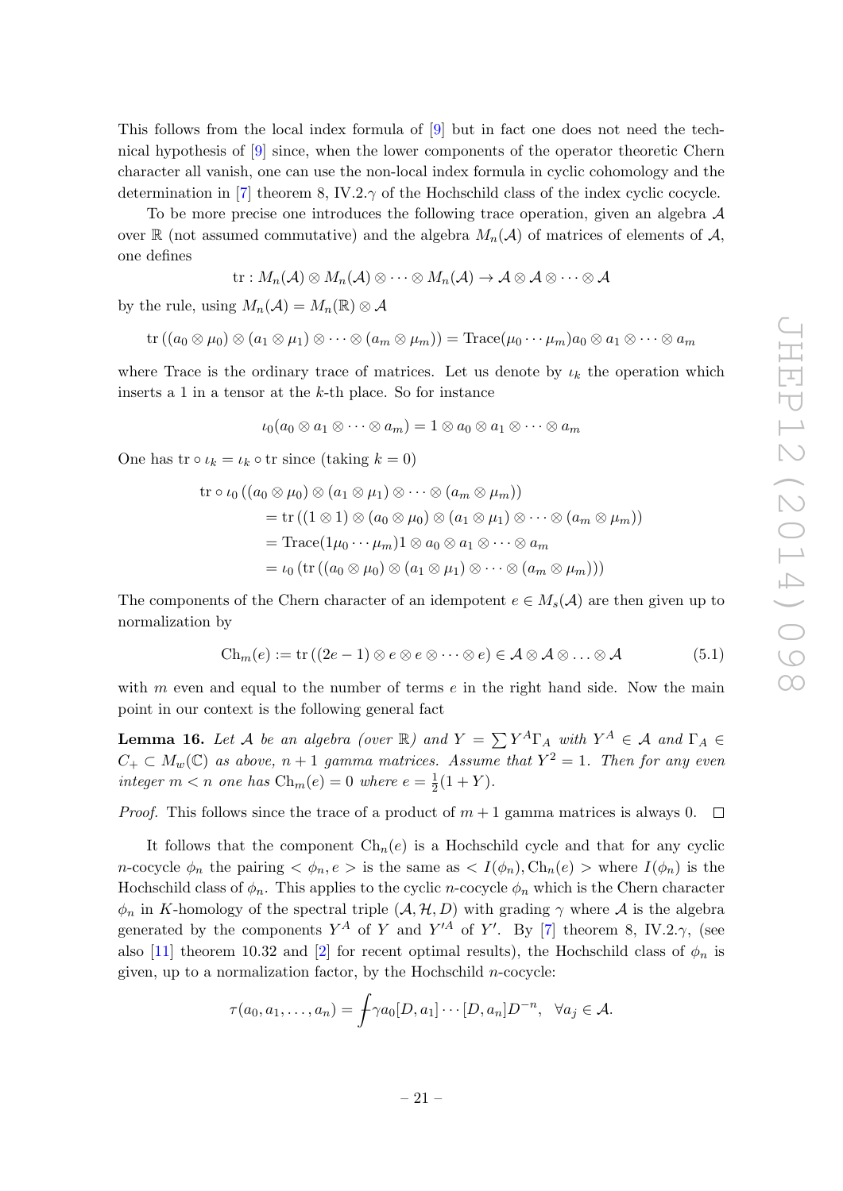This follows from the local index formula of [9] but in fact one does not need the technical hypothesis of [9] since, when the lower components of the operator theoretic Chern character all vanish, one can use the non-local index formula in cyclic cohomology and the determination in [7] theorem 8, IV.2.$\gamma$ of the Hochschild class of the index cyclic cocycle.

To be more precise one introduces the following trace operation, given an algebra $\mathcal{A}$ over $\mathbb{R}$ (not assumed commutative) and the algebra $M_n(\mathcal{A})$ of matrices of elements of $\mathcal{A}$, one defines

$$\mathrm{tr} : M_n(\mathcal{A}) \otimes M_n(\mathcal{A}) \otimes \cdots \otimes M_n(\mathcal{A}) \to \mathcal{A} \otimes \mathcal{A} \otimes \cdots \otimes \mathcal{A}$$

by the rule, using $M_n(\mathcal{A}) = M_n(\mathbb{R}) \otimes \mathcal{A}$

$$\mathrm{tr}\left((a_0 \otimes \mu_0) \otimes (a_1 \otimes \mu_1) \otimes \cdots \otimes (a_m \otimes \mu_m)\right) = \mathrm{Trace}(\mu_0 \cdots \mu_m) a_0 \otimes a_1 \otimes \cdots \otimes a_m$$

where Trace is the ordinary trace of matrices. Let us denote by $\iota_k$ the operation which inserts a 1 in a tensor at the $k$-th place. So for instance

$$\iota_0(a_0 \otimes a_1 \otimes \cdots \otimes a_m) = 1 \otimes a_0 \otimes a_1 \otimes \cdots \otimes a_m$$

One has $\mathrm{tr} \circ \iota_k = \iota_k \circ \mathrm{tr}$ since (taking $k = 0$)

$$\begin{aligned}
\mathrm{tr} \circ \iota_0 &\left((a_0 \otimes \mu_0) \otimes (a_1 \otimes \mu_1) \otimes \cdots \otimes (a_m \otimes \mu_m)\right) \\
&= \mathrm{tr}\left((1 \otimes 1) \otimes (a_0 \otimes \mu_0) \otimes (a_1 \otimes \mu_1) \otimes \cdots \otimes (a_m \otimes \mu_m)\right) \\
&= \mathrm{Trace}(1\mu_0 \cdots \mu_m) 1 \otimes a_0 \otimes a_1 \otimes \cdots \otimes a_m \\
&= \iota_0\left(\mathrm{tr}\left((a_0 \otimes \mu_0) \otimes (a_1 \otimes \mu_1) \otimes \cdots \otimes (a_m \otimes \mu_m)\right)\right)
\end{aligned}$$

The components of the Chern character of an idempotent $e \in M_s(\mathcal{A})$ are then given up to normalization by

$$\mathrm{Ch}_m(e) := \mathrm{tr}\left((2e - 1) \otimes e \otimes e \otimes \cdots \otimes e\right) \in \mathcal{A} \otimes \mathcal{A} \otimes \ldots \otimes \mathcal{A} \tag{5.1}$$

with $m$ even and equal to the number of terms $e$ in the right hand side. Now the main point in our context is the following general fact

**Lemma 16.** *Let $\mathcal{A}$ be an algebra (over $\mathbb{R}$) and $Y = \sum Y^A \Gamma_A$ with $Y^A \in \mathcal{A}$ and $\Gamma_A \in C_+ \subset M_w(\mathbb{C})$ as above, $n + 1$ gamma matrices. Assume that $Y^2 = 1$. Then for any even integer $m < n$ one has $\mathrm{Ch}_m(e) = 0$ where $e = \frac{1}{2}(1 + Y)$.*

*Proof.* This follows since the trace of a product of $m + 1$ gamma matrices is always 0. ◻

It follows that the component $\mathrm{Ch}_n(e)$ is a Hochschild cycle and that for any cyclic $n$-cocycle $\phi_n$ the pairing $< \phi_n, e >$ is the same as $< I(\phi_n), \mathrm{Ch}_n(e) >$ where $I(\phi_n)$ is the Hochschild class of $\phi_n$. This applies to the cyclic $n$-cocycle $\phi_n$ which is the Chern character $\phi_n$ in $K$-homology of the spectral triple $(\mathcal{A}, \mathcal{H}, D)$ with grading $\gamma$ where $\mathcal{A}$ is the algebra generated by the components $Y^A$ of $Y$ and $Y'^A$ of $Y'$. By [7] theorem 8, IV.2.$\gamma$, (see also [11] theorem 10.32 and [2] for recent optimal results), the Hochschild class of $\phi_n$ is given, up to a normalization factor, by the Hochschild $n$-cocycle:

$$\tau(a_0, a_1, \ldots, a_n) = ⨍ \gamma a_0 [D, a_1] \cdots [D, a_n] D^{-n}, \quad \forall a_j \in \mathcal{A}.$$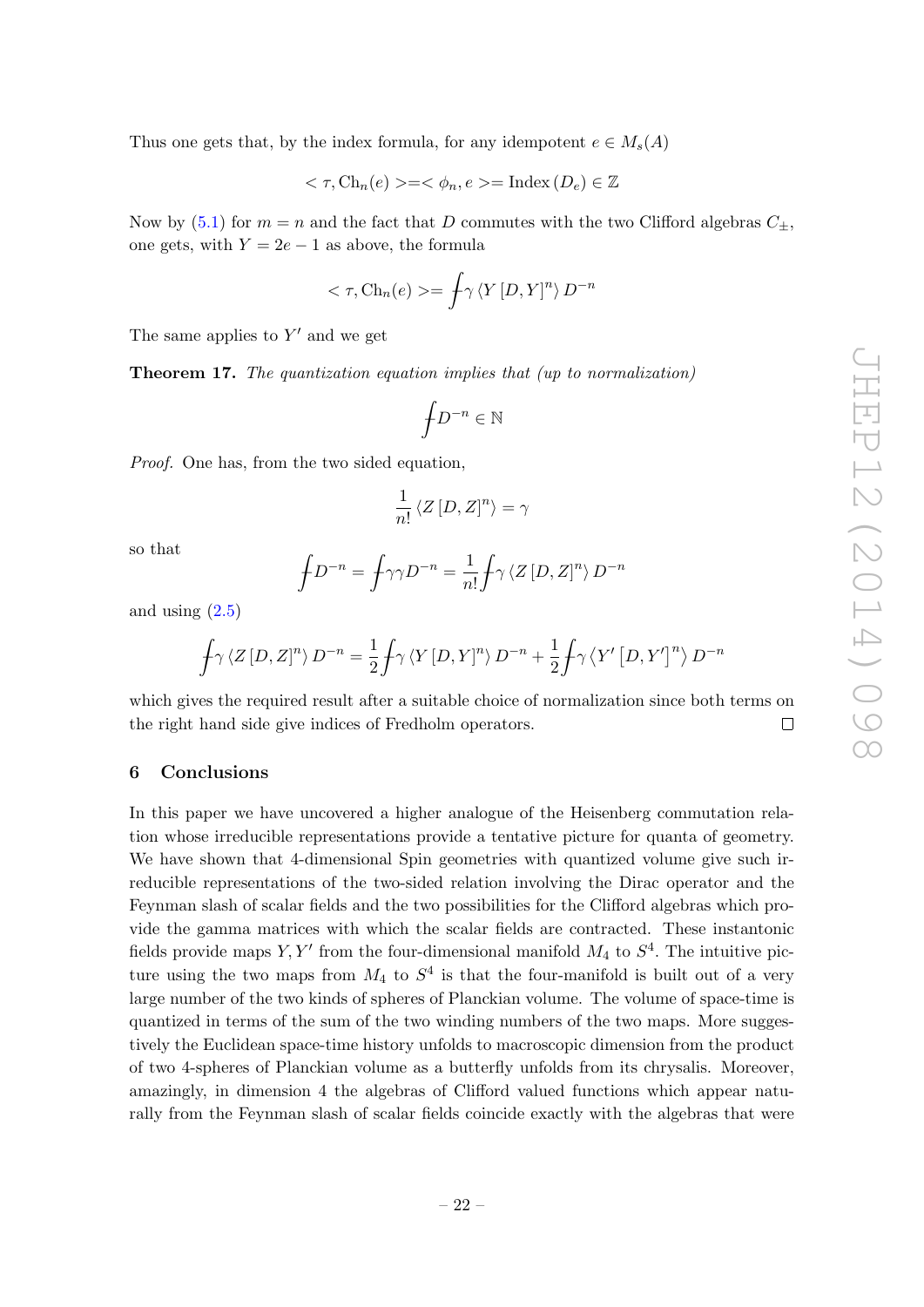Thus one gets that, by the index formula, for any idempotent $e \in M_s(A)$

$$< \tau, \mathrm{Ch}_n(e) >=< \phi_n, e >= \mathrm{Index}\,(D_e) \in \mathbb{Z}$$

Now by (5.1) for $m = n$ and the fact that $D$ commutes with the two Clifford algebras $C_\pm$, one gets, with $Y = 2e - 1$ as above, the formula

$$< \tau, \mathrm{Ch}_n(e) >= \int\!\!\!\!\!\!- \gamma \left\langle Y \left[D, Y\right]^n \right\rangle D^{-n}$$

The same applies to $Y'$ and we get

**Theorem 17.** *The quantization equation implies that (up to normalization)*

$$\int\!\!\!\!\!\!- D^{-n} \in \mathbb{N}$$

*Proof.* One has, from the two sided equation,

$$\frac{1}{n!} \left\langle Z \left[D, Z\right]^n \right\rangle = \gamma$$

so that

$$\int\!\!\!\!\!\!- D^{-n} = \int\!\!\!\!\!\!- \gamma\gamma D^{-n} = \frac{1}{n!} \int\!\!\!\!\!\!- \gamma \left\langle Z \left[D, Z\right]^n \right\rangle D^{-n}$$

and using (2.5)

$$\int\!\!\!\!\!\!- \gamma \left\langle Z \left[D, Z\right]^n \right\rangle D^{-n} = \frac{1}{2} \int\!\!\!\!\!\!- \gamma \left\langle Y \left[D, Y\right]^n \right\rangle D^{-n} + \frac{1}{2} \int\!\!\!\!\!\!- \gamma \left\langle Y' \left[D, Y'\right]^n \right\rangle D^{-n}$$

which gives the required result after a suitable choice of normalization since both terms on the right hand side give indices of Fredholm operators. $\square$

## 6 Conclusions

In this paper we have uncovered a higher analogue of the Heisenberg commutation relation whose irreducible representations provide a tentative picture for quanta of geometry. We have shown that 4-dimensional Spin geometries with quantized volume give such irreducible representations of the two-sided relation involving the Dirac operator and the Feynman slash of scalar fields and the two possibilities for the Clifford algebras which provide the gamma matrices with which the scalar fields are contracted. These instantonic fields provide maps $Y, Y'$ from the four-dimensional manifold $M_4$ to $S^4$. The intuitive picture using the two maps from $M_4$ to $S^4$ is that the four-manifold is built out of a very large number of the two kinds of spheres of Planckian volume. The volume of space-time is quantized in terms of the sum of the two winding numbers of the two maps. More suggestively the Euclidean space-time history unfolds to macroscopic dimension from the product of two 4-spheres of Planckian volume as a butterfly unfolds from its chrysalis. Moreover, amazingly, in dimension 4 the algebras of Clifford valued functions which appear naturally from the Feynman slash of scalar fields coincide exactly with the algebras that were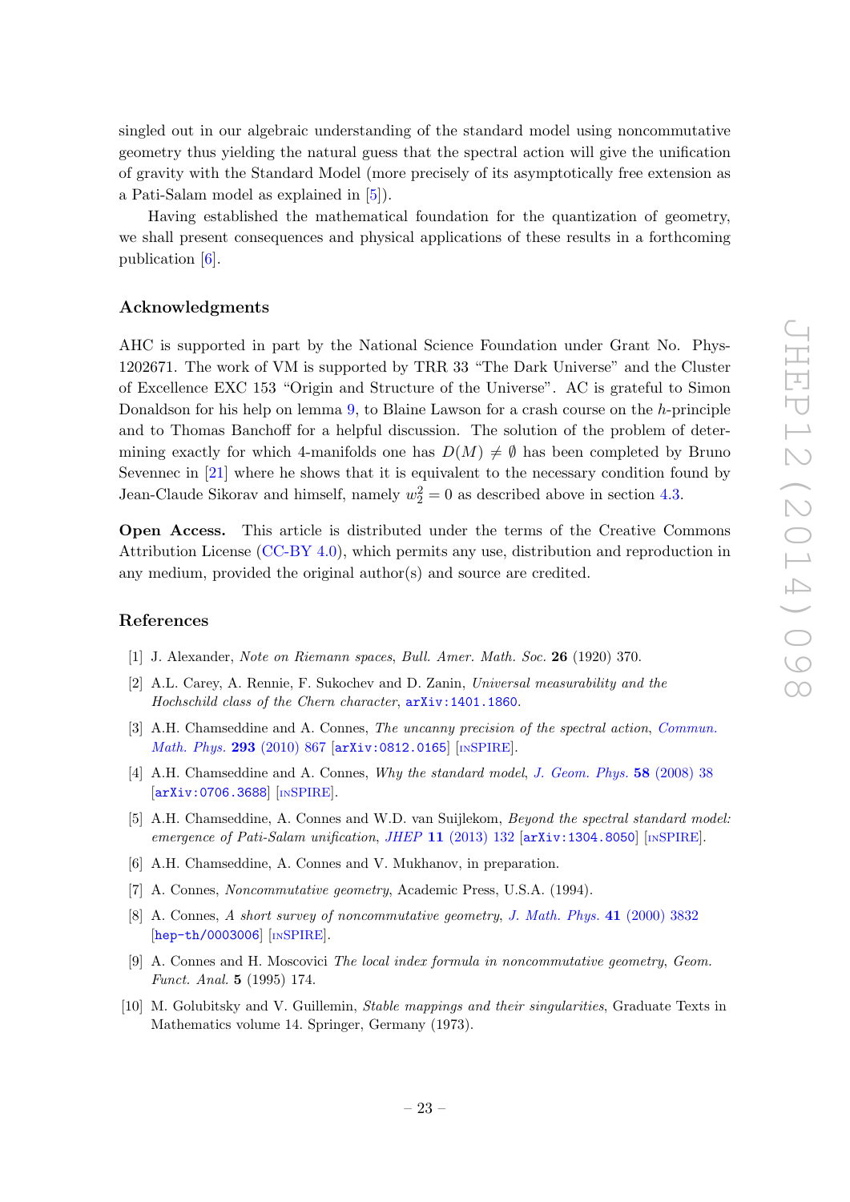singled out in our algebraic understanding of the standard model using noncommutative geometry thus yielding the natural guess that the spectral action will give the unification of gravity with the Standard Model (more precisely of its asymptotically free extension as a Pati-Salam model as explained in [5]).

Having established the mathematical foundation for the quantization of geometry, we shall present consequences and physical applications of these results in a forthcoming publication [6].

## Acknowledgments

AHC is supported in part by the National Science Foundation under Grant No. Phys-1202671. The work of VM is supported by TRR 33 "The Dark Universe" and the Cluster of Excellence EXC 153 "Origin and Structure of the Universe". AC is grateful to Simon Donaldson for his help on lemma 9, to Blaine Lawson for a crash course on the $h$-principle and to Thomas Banchoff for a helpful discussion. The solution of the problem of determining exactly for which 4-manifolds one has $D(M) \neq \emptyset$ has been completed by Bruno Sevennec in [21] where he shows that it is equivalent to the necessary condition found by Jean-Claude Sikorav and himself, namely $w_2^2 = 0$ as described above in section 4.3.

**Open Access.** This article is distributed under the terms of the Creative Commons Attribution License (CC-BY 4.0), which permits any use, distribution and reproduction in any medium, provided the original author(s) and source are credited.

## References

[1] J. Alexander, *Note on Riemann spaces*, *Bull. Amer. Math. Soc.* **26** (1920) 370.

[2] A.L. Carey, A. Rennie, F. Sukochev and D. Zanin, *Universal measurability and the Hochschild class of the Chern character*, arXiv:1401.1860.

[3] A.H. Chamseddine and A. Connes, *The uncanny precision of the spectral action*, *Commun. Math. Phys.* **293** (2010) 867 [arXiv:0812.0165] [INSPIRE].

[4] A.H. Chamseddine and A. Connes, *Why the standard model*, *J. Geom. Phys.* **58** (2008) 38 [arXiv:0706.3688] [INSPIRE].

[5] A.H. Chamseddine, A. Connes and W.D. van Suijlekom, *Beyond the spectral standard model: emergence of Pati-Salam unification*, *JHEP* **11** (2013) 132 [arXiv:1304.8050] [INSPIRE].

[6] A.H. Chamseddine, A. Connes and V. Mukhanov, in preparation.

[7] A. Connes, *Noncommutative geometry*, Academic Press, U.S.A. (1994).

[8] A. Connes, *A short survey of noncommutative geometry*, *J. Math. Phys.* **41** (2000) 3832 [hep-th/0003006] [INSPIRE].

[9] A. Connes and H. Moscovici *The local index formula in noncommutative geometry*, *Geom. Funct. Anal.* **5** (1995) 174.

[10] M. Golubitsky and V. Guillemin, *Stable mappings and their singularities*, Graduate Texts in Mathematics volume 14. Springer, Germany (1973).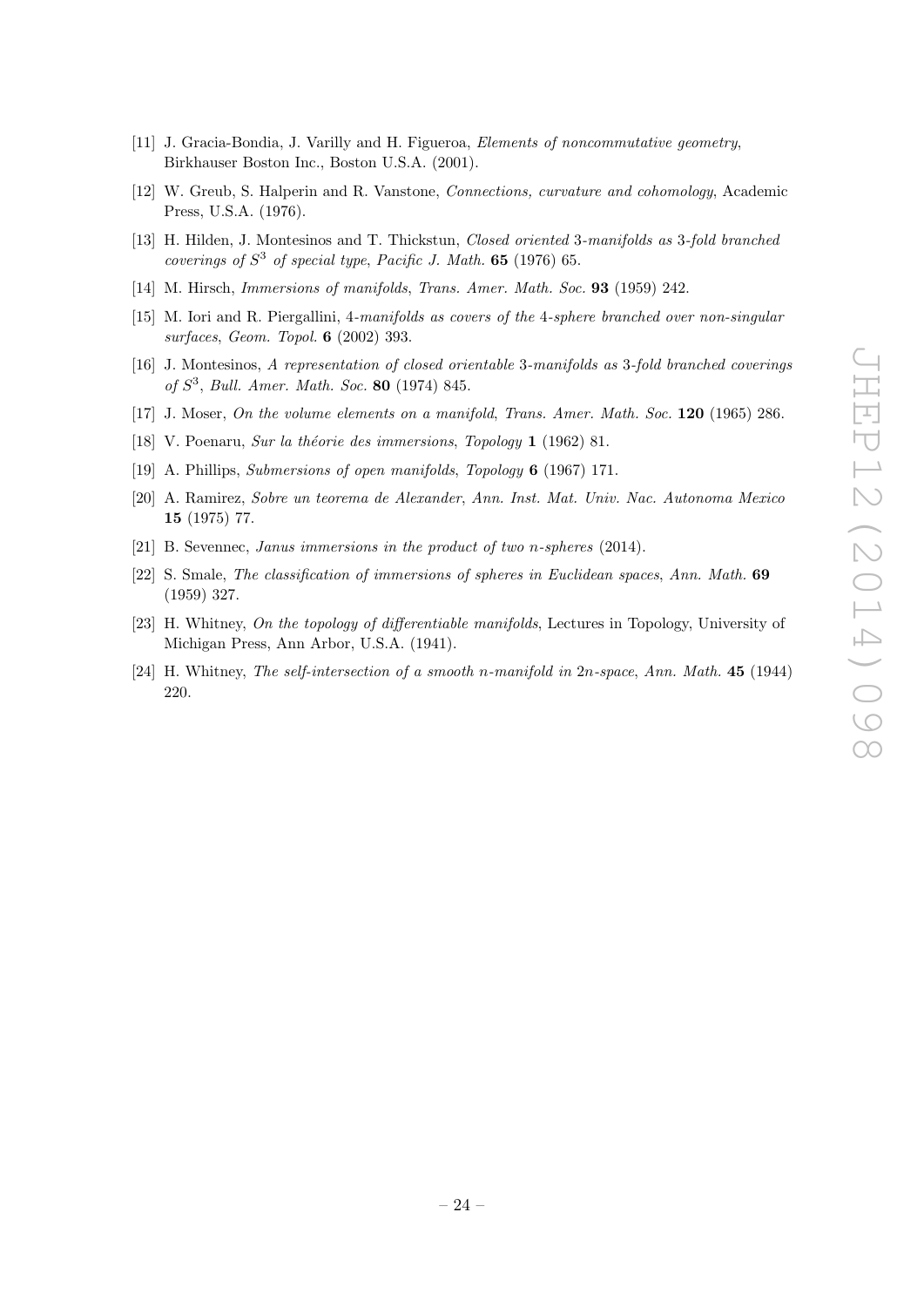[11] J. Gracia-Bondia, J. Varilly and H. Figueroa, *Elements of noncommutative geometry*, Birkhauser Boston Inc., Boston U.S.A. (2001).

[12] W. Greub, S. Halperin and R. Vanstone, *Connections, curvature and cohomology*, Academic Press, U.S.A. (1976).

[13] H. Hilden, J. Montesinos and T. Thickstun, *Closed oriented* 3*-manifolds as* 3*-fold branched coverings of* $S^3$ *of special type*, *Pacific J. Math.* **65** (1976) 65.

[14] M. Hirsch, *Immersions of manifolds*, *Trans. Amer. Math. Soc.* **93** (1959) 242.

[15] M. Iori and R. Piergallini, 4*-manifolds as covers of the* 4*-sphere branched over non-singular surfaces*, *Geom. Topol.* **6** (2002) 393.

[16] J. Montesinos, *A representation of closed orientable* 3*-manifolds as* 3*-fold branched coverings of* $S^3$, *Bull. Amer. Math. Soc.* **80** (1974) 845.

[17] J. Moser, *On the volume elements on a manifold*, *Trans. Amer. Math. Soc.* **120** (1965) 286.

[18] V. Poenaru, *Sur la théorie des immersions*, *Topology* **1** (1962) 81.

[19] A. Phillips, *Submersions of open manifolds*, *Topology* **6** (1967) 171.

[20] A. Ramirez, *Sobre un teorema de Alexander*, *Ann. Inst. Mat. Univ. Nac. Autonoma Mexico* **15** (1975) 77.

[21] B. Sevennec, *Janus immersions in the product of two n-spheres* (2014).

[22] S. Smale, *The classification of immersions of spheres in Euclidean spaces*, *Ann. Math.* **69** (1959) 327.

[23] H. Whitney, *On the topology of differentiable manifolds*, Lectures in Topology, University of Michigan Press, Ann Arbor, U.S.A. (1941).

[24] H. Whitney, *The self-intersection of a smooth n-manifold in* 2*n-space*, *Ann. Math.* **45** (1944) 220.